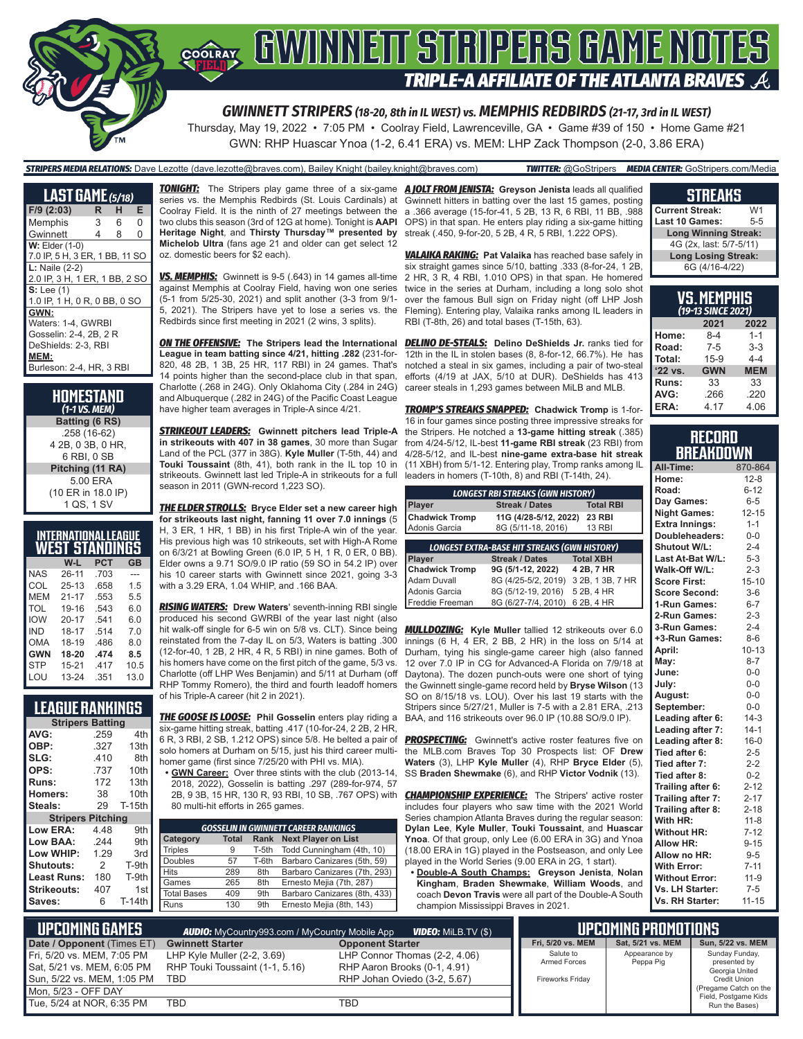# GWINNETT STRIPERS GAME NOTES

## TRIPLE-A AFFILIATE OF THE ATLANTA BRAVES

### GWINNETT STRIPERS (18-20, 8th in IL WEST) vs. MEMPHIS REDBIRDS (21-17, 3rd in IL WEST)

Thursday, May 19, 2022 • 7:05 PM • Coolray Field, Lawrenceville, GA • Game #39 of 150 • Home Game #21

GWN: RHP Huascar Ynoa (1-2, 6.41 ERA) vs. MEM: LHP Zack Thompson (2-0, 3.86 ERA)

**STRIPERS MEDIA RELATIONS:** Dave Lezotte (dave.lezotte@braves.com), Bailey Knight (bailey.knight@braves.com) **TWITTER:** @GoStripers **MEDIA CENTER:** GoStripers.com/Media

## LAST GAME (5/18)

| F/9 (2:03) | R | H | E |
|---|---|---|---|
| Memphis | 3 | 6 | 0 |
| Gwinnett | 4 | 8 | 0 |

**W:** Elder (1-0)
7.0 IP, 5 H, 3 ER, 1 BB, 11 SO

**L:** Naile (2-2)
2.0 IP, 3 H, 1 ER, 1 BB, 2 SO

**S:** Lee (1)
1.0 IP, 1 H, 0 R, 0 BB, 0 SO

**GWN:**
Waters: 1-4, GWRBI
Gosselin: 2-4, 2B, 2 R
DeShields: 2-3, RBI

**MEM:**
Burleson: 2-4, HR, 3 RBI

## HOMESTAND
(1-1 VS. MEM)

**Batting (6 RS)**
.258 (16-62)
4 2B, 0 3B, 0 HR,
6 RBI, 0 SB

**Pitching (11 RA)**
5.00 ERA
(10 ER in 18.0 IP)
1 QS, 1 SV

## INTERNATIONAL LEAGUE WEST STANDINGS

| | W-L | PCT | GB |
|---|---|---|---|
| NAS | 26-11 | .703 | --- |
| COL | 25-13 | .658 | 1.5 |
| MEM | 21-17 | .553 | 5.5 |
| TOL | 19-16 | .543 | 6.0 |
| IOW | 20-17 | .541 | 6.0 |
| IND | 18-17 | .514 | 7.0 |
| OMA | 18-19 | .486 | 8.0 |
| **GWN** | **18-20** | **.474** | **8.5** |
| STP | 15-21 | .417 | 10.5 |
| LOU | 13-24 | .351 | 13.0 |

## LEAGUE RANKINGS

| Stripers Batting | | |
|---|---|---|
| AVG: | .259 | 4th |
| OBP: | .327 | 13th |
| SLG: | .410 | 8th |
| OPS: | .737 | 10th |
| Runs: | 172 | 13th |
| Homers: | 38 | 10th |
| Steals: | 29 | T-15th |
| **Stripers Pitching** | | |
| Low ERA: | 4.48 | 9th |
| Low BAA: | .244 | 9th |
| Low WHIP: | 1.29 | 3rd |
| Shutouts: | 2 | T-9th |
| Least Runs: | 180 | T-9th |
| Strikeouts: | 407 | 1st |
| Saves: | 6 | T-14th |

**TONIGHT:** The Stripers play game three of a six-game series vs. the Memphis Redbirds (St. Louis Cardinals) at Coolray Field. It is the ninth of 27 meetings between the two clubs this season (3rd of 12G at home). Tonight is **AAPI Heritage Night**, and **Thirsty Thursday™ presented by Michelob Ultra** (fans age 21 and older can get select 12 oz. domestic beers for $2 each).

**VS. MEMPHIS:** Gwinnett is 9-5 (.643) in 14 games all-time against Memphis at Coolray Field, having won one series (5-1 from 5/25-30, 2021) and split another (3-3 from 9/1-5, 2021). The Stripers have yet to lose a series vs. the Redbirds since first meeting in 2021 (2 wins, 3 splits).

**ON THE OFFENSIVE:** **The Stripers lead the International League in team batting since 4/21, hitting .282** (231-for-820, 48 2B, 1 3B, 25 HR, 117 RBI) in 24 games. That's 14 points higher than the second-place club in that span, Charlotte (.268 in 24G). Only Oklahoma City (.284 in 24G) and Albuquerque (.282 in 24G) of the Pacific Coast League have higher team averages in Triple-A since 4/21.

**STRIKEOUT LEADERS:** **Gwinnett pitchers lead Triple-A in strikeouts with 407 in 38 games**, 30 more than Sugar Land of the PCL (377 in 38G). **Kyle Muller** (T-5th, 44) and **Touki Toussaint** (8th, 41), both rank in the IL top 10 in strikeouts. Gwinnett last led Triple-A in strikeouts for a full season in 2011 (GWN-record 1,223 SO).

**THE ELDER STROLLS:** **Bryce Elder set a new career high for strikeouts last night, fanning 11 over 7.0 innings** (5 H, 3 ER, 1 HR, 1 BB) in his first Triple-A win of the year. His previous high was 10 strikeouts, set with High-A Rome on 6/3/21 at Bowling Green (6.0 IP, 5 H, 1 R, 0 ER, 0 BB). Elder owns a 9.71 SO/9.0 IP ratio (59 SO in 54.2 IP) over his 10 career starts with Gwinnett since 2021, going 3-3 with a 3.29 ERA, 1.04 WHIP, and .166 BAA.

**RISING WATERS:** **Drew Waters**' seventh-inning RBI single produced his second GWRBI of the year last night (also hit walk-off single for 6-5 win on 5/8 vs. CLT). Since being reinstated from the 7-day IL on 5/3, Waters is batting .300 (12-for-40, 1 2B, 2 HR, 4 R, 5 RBI) in nine games. Both of his homers have come on the first pitch of the game, 5/3 vs. Charlotte (off LHP Wes Benjamin) and 5/11 at Durham (off RHP Tommy Romero), the third and fourth leadoff homers of his Triple-A career (hit 2 in 2021).

**THE GOOSE IS LOOSE:** **Phil Gosselin** enters play riding a six-game hitting streak, batting .417 (10-for-24, 2 2B, 2 HR, 6 R, 3 RBI, 2 SB, 1.212 OPS) since 5/8. He belted a pair of solo homers at Durham on 5/15, just his third career multi-homer game (first since 7/25/20 with PHI vs. MIA).

- **GWN Career:** Over three stints with the club (2013-14, 2018, 2022), Gosselin is batting .297 (289-for-974, 57 2B, 9 3B, 15 HR, 130 R, 93 RBI, 10 SB, .767 OPS) with 80 multi-hit efforts in 265 games.

**GOSSELIN IN GWINNETT CAREER RANKINGS**

| Category | Total | Rank | Next Player on List |
|---|---|---|---|
| Triples | 9 | T-5th | Todd Cunningham (4th, 10) |
| Doubles | 57 | T-6th | Barbaro Canizares (5th, 59) |
| Hits | 289 | 8th | Barbaro Canizares (7th, 293) |
| Games | 265 | 8th | Ernesto Mejia (7th, 287) |
| Total Bases | 409 | 9th | Barbaro Canizares (8th, 433) |
| Runs | 130 | 9th | Ernesto Mejia (8th, 143) |

**A JOLT FROM JENISTA:** **Greyson Jenista** leads all qualified Gwinnett hitters in batting over the last 15 games, posting a .366 average (15-for-41, 5 2B, 13 R, 6 RBI, 11 BB, .988 OPS) in that span. He enters play riding a six-game hitting streak (.450, 9-for-20, 5 2B, 4 R, 5 RBI, 1.222 OPS).

**VALAIKA RAKING:** **Pat Valaika** has reached base safely in six straight games since 5/10, batting .333 (8-for-24, 1 2B, 2 HR, 3 R, 4 RBI, 1.010 OPS) in that span. He homered twice in the series at Durham, including a long solo shot over the famous Bull sign on Friday night (off LHP Josh Fleming). Entering play, Valaika ranks among IL leaders in RBI (T-8th, 26) and total bases (T-15th, 63).

**DELINO DE-STEALS:** **Delino DeShields Jr.** ranks tied for 12th in the IL in stolen bases (8, 8-for-12, 66.7%). He has notched a steal in six games, including a pair of two-steal efforts (4/19 at JAX, 5/10 at DUR). DeShields has 413 career steals in 1,293 games between MiLB and MLB.

**TROMP'S STREAKS SNAPPED:** **Chadwick Tromp** is 1-for-16 in four games since posting three impressive streaks for the Stripers. He notched a **13-game hitting streak** (.385) from 4/24-5/12, IL-best **11-game RBI streak** (23 RBI) from 4/28-5/12, and IL-best **nine-game extra-base hit streak** (11 XBH) from 5/1-12. Entering play, Tromp ranks among IL leaders in homers (T-10th, 8) and RBI (T-14th, 24).

**LONGEST RBI STREAKS (GWN HISTORY)**

| Player | Streak / Dates | Total RBI |
|---|---|---|
| Chadwick Tromp | 11G (4/28-5/12, 2022) | 23 RBI |
| Adonis Garcia | 8G (5/11-18, 2016) | 13 RBI |

**LONGEST EXTRA-BASE HIT STREAKS (GWN HISTORY)**

| Player | Streak / Dates | Total XBH |
|---|---|---|
| Chadwick Tromp | 9G (5/1-12, 2022) | 4 2B, 7 HR |
| Adam Duvall | 8G (4/25-5/2, 2019) | 3 2B, 1 3B, 7 HR |
| Adonis Garcia | 8G (5/12-19, 2016) | 5 2B, 4 HR |
| Freddie Freeman | 8G (6/27-7/4, 2010) | 6 2B, 4 HR |

**MULLDOZING:** **Kyle Muller** tallied 12 strikeouts over 6.0 innings (6 H, 4 ER, 2 BB, 2 HR) in the loss on 5/14 at Durham, tying his single-game career high (also fanned 12 over 7.0 IP in CG for Advanced-A Florida on 7/9/18 at Daytona). The dozen punch-outs were one shy of tying the Gwinnett single-game record held by **Bryse Wilson** (13 SO on 8/15/18 vs. LOU). Over his last 19 starts with the Stripers since 5/27/21, Muller is 7-5 with a 2.81 ERA, .213 BAA, and 116 strikeouts over 96.0 IP (10.88 SO/9.0 IP).

**PROSPECTING:** Gwinnett's active roster features five on the MLB.com Braves Top 30 Prospects list: OF **Drew Waters** (3), LHP **Kyle Muller** (4), RHP **Bryce Elder** (5), SS **Braden Shewmake** (6), and RHP **Victor Vodnik** (13).

**CHAMPIONSHIP EXPERIENCE:** The Stripers' active roster includes four players who saw time with the 2021 World Series champion Atlanta Braves during the regular season: **Dylan Lee**, **Kyle Muller**, **Touki Toussaint**, and **Huascar Ynoa**. Of that group, only Lee (6.00 ERA in 3G) and Ynoa (18.00 ERA in 1G) played in the Postseason, and only Lee played in the World Series (9.00 ERA in 2G, 1 start).

- **Double-A South Champs:** **Greyson Jenista**, **Nolan Kingham**, **Braden Shewmake**, **William Woods**, and coach **Devon Travis** were all part of the Double-A South champion Mississippi Braves in 2021.

## STREAKS

| | |
|---|---|
| Current Streak: | W1 |
| Last 10 Games: | 5-5 |
| **Long Winning Streak:** | |
| 4G (2x, last: 5/7-5/11) | |
| **Long Losing Streak:** | |
| 6G (4/16-4/22) | |

## VS. MEMPHIS
(19-13 SINCE 2021)

| | 2021 | 2022 |
|---|---|---|
| Home: | 8-4 | 1-1 |
| Road: | 7-5 | 3-3 |
| Total: | 15-9 | 4-4 |
| '22 vs. | GWN | MEM |
| Runs: | 33 | 33 |
| AVG: | .266 | .220 |
| ERA: | 4.17 | 4.06 |

## RECORD BREAKDOWN

| | |
|---|---|
| All-Time: | 870-864 |
| Home: | 12-8 |
| Road: | 6-12 |
| Day Games: | 6-5 |
| Night Games: | 12-15 |
| Extra Innings: | 1-1 |
| Doubleheaders: | 0-0 |
| Shutout W/L: | 2-4 |
| Last At-Bat W/L: | 5-3 |
| Walk-Off W/L: | 2-3 |
| Score First: | 15-10 |
| Score Second: | 3-6 |
| 1-Run Games: | 6-7 |
| 2-Run Games: | 2-3 |
| 3-Run Games: | 2-4 |
| +3-Run Games: | 8-6 |
| April: | 10-13 |
| May: | 8-7 |
| June: | 0-0 |
| July: | 0-0 |
| August: | 0-0 |
| September: | 0-0 |
| Leading after 6: | 14-3 |
| Leading after 7: | 14-1 |
| Leading after 8: | 16-0 |
| Tied after 6: | 2-5 |
| Tied after 7: | 2-2 |
| Tied after 8: | 0-2 |
| Trailing after 6: | 2-12 |
| Trailing after 7: | 2-17 |
| Trailing after 8: | 2-18 |
| With HR: | 11-8 |
| Without HR: | 7-12 |
| Allow HR: | 9-15 |
| Allow no HR: | 9-5 |
| With Error: | 7-11 |
| Without Error: | 11-9 |
| Vs. LH Starter: | 7-5 |
| Vs. RH Starter: | 11-15 |

## UPCOMING GAMES

**AUDIO:** MyCountry993.com / MyCountry Mobile App **VIDEO:** MiLB.TV ($)

| Date / Opponent (Times ET) | Gwinnett Starter | Opponent Starter |
|---|---|---|
| Fri, 5/20 vs. MEM, 7:05 PM | LHP Kyle Muller (2-2, 3.69) | LHP Connor Thomas (2-2, 4.06) |
| Sat, 5/21 vs. MEM, 6:05 PM | RHP Touki Toussaint (1-1, 5.16) | RHP Aaron Brooks (0-1, 4.91) |
| Sun, 5/22 vs. MEM, 1:05 PM | TBD | RHP Johan Oviedo (3-2, 5.67) |
| Mon, 5/23 - OFF DAY | | |
| Tue, 5/24 at NOR, 6:35 PM | TBD | TBD |

## UPCOMING PROMOTIONS

| Fri, 5/20 vs. MEM | Sat, 5/21 vs. MEM | Sun, 5/22 vs. MEM |
|---|---|---|
| Salute to Armed Forces<br><br>Fireworks Friday | Appearance by Peppa Pig | Sunday Funday, presented by Georgia United Credit Union<br>(Pregame Catch on the Field, Postgame Kids Run the Bases) |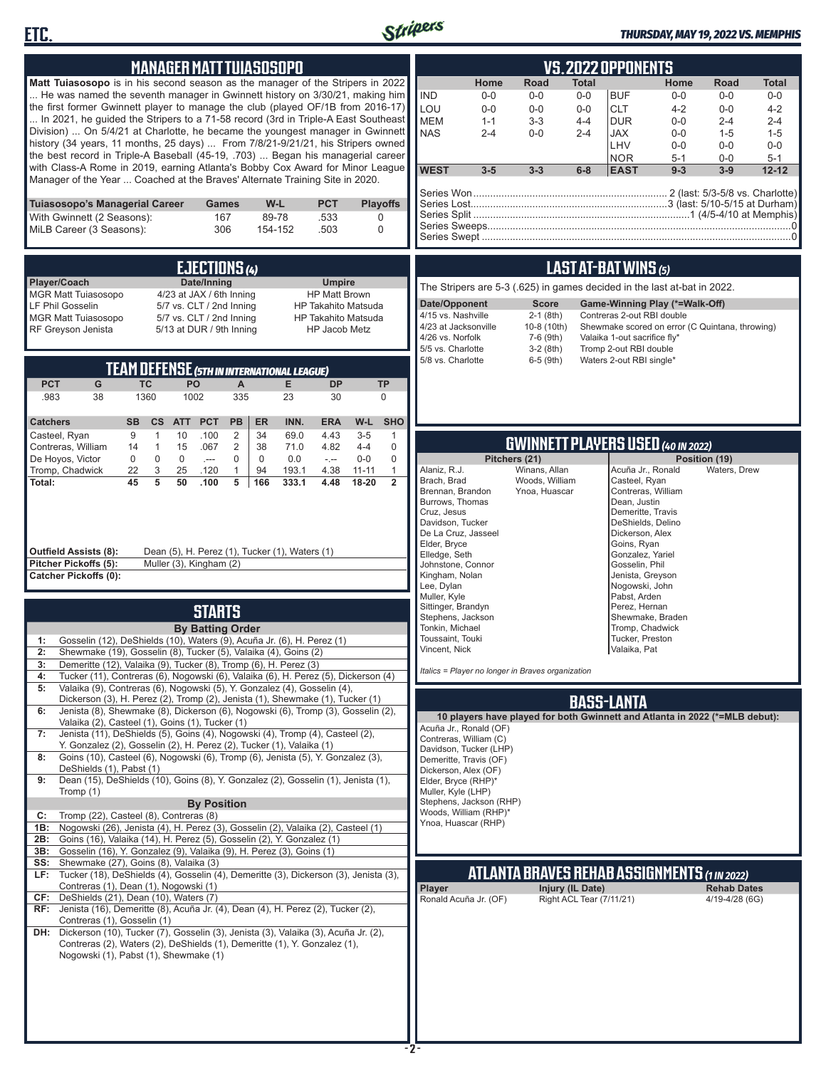## MANAGER MATT TUIASOSOPO

**Matt Tuiasosopo** is in his second season as the manager of the Stripers in 2022 ... He was named the seventh manager in Gwinnett history on 3/30/21, making him the first former Gwinnett player to manage the club (played OF/1B from 2016-17) ... In 2021, he guided the Stripers to a 71-58 record (3rd in Triple-A East Southeast Division) ... On 5/4/21 at Charlotte, he became the youngest manager in Gwinnett history (34 years, 11 months, 25 days) ... From 7/8/21-9/21/21, his Stripers owned the best record in Triple-A Baseball (45-19, .703) ... Began his managerial career with Class-A Rome in 2019, earning Atlanta's Bobby Cox Award for Minor League Manager of the Year ... Coached at the Braves' Alternate Training Site in 2020.

| Tuiasosopo's Managerial Career | Games | W-L | PCT | Playoffs |
|---|---|---|---|---|
| With Gwinnett (2 Seasons): | 167 | 89-78 | .533 | 0 |
| MiLB Career (3 Seasons): | 306 | 154-152 | .503 | 0 |

## EJECTIONS (4)

| Player/Coach | Date/Inning | Umpire |
|---|---|---|
| MGR Matt Tuiasosopo | 4/23 at JAX / 6th Inning | HP Matt Brown |
| LF Phil Gosselin | 5/7 vs. CLT / 2nd Inning | HP Takahito Matsuda |
| MGR Matt Tuiasosopo | 5/7 vs. CLT / 2nd Inning | HP Takahito Matsuda |
| RF Greyson Jenista | 5/13 at DUR / 9th Inning | HP Jacob Metz |

## TEAM DEFENSE (5TH IN INTERNATIONAL LEAGUE)

| PCT | G | TC | PO | A | E | DP | TP |
|---|---|---|---|---|---|---|---|
| .983 | 38 | 1360 | 1002 | 335 | 23 | 30 | 0 |

| Catchers | SB | CS | ATT | PCT | PB | ER | INN. | ERA | W-L | SHO |
|---|---|---|---|---|---|---|---|---|---|---|
| Casteel, Ryan | 9 | 1 | 10 | .100 | 2 | 34 | 69.0 | 4.43 | 3-5 | 1 |
| Contreras, William | 14 | 1 | 15 | .067 | 2 | 38 | 71.0 | 4.82 | 4-4 | 0 |
| De Hoyos, Victor | 0 | 0 | 0 | .--- | 0 | 0 | 0.0 | -.-- | 0-0 | 0 |
| Tromp, Chadwick | 22 | 3 | 25 | .120 | 1 | 94 | 193.1 | 4.38 | 11-11 | 1 |
| **Total:** | 45 | 5 | 50 | .100 | 5 | 166 | 333.1 | 4.48 | 18-20 | 2 |

**Outfield Assists (8):** Dean (5), H. Perez (1), Tucker (1), Waters (1)
**Pitcher Pickoffs (5):** Muller (3), Kingham (2)
**Catcher Pickoffs (0):**

## STARTS

**By Batting Order**

| | |
|---|---|
| 1: | Gosselin (12), DeShields (10), Waters (9), Acuña Jr. (6), H. Perez (1) |
| 2: | Shewmake (19), Gosselin (8), Tucker (5), Valaika (4), Goins (2) |
| 3: | Demeritte (12), Valaika (9), Tucker (8), Tromp (6), H. Perez (3) |
| 4: | Tucker (11), Contreras (6), Nogowski (6), Valaika (6), H. Perez (5), Dickerson (4) |
| 5: | Valaika (9), Contreras (6), Nogowski (5), Y. Gonzalez (4), Gosselin (4), Dickerson (3), H. Perez (2), Tromp (2), Jenista (2), Shewmake (1), Tucker (1) |
| 6: | Jenista (8), Shewmake (8), Dickerson (6), Nogowski (6), Tromp (3), Gosselin (2), Valaika (2), Casteel (1), Goins (1), Tucker (1) |
| 7: | Jenista (11), DeShields (5), Goins (4), Nogowski (4), Tromp (4), Casteel (2), Y. Gonzalez (2), Gosselin (2), H. Perez (2), Tucker (1), Valaika (1) |
| 8: | Goins (10), Casteel (6), Nogowski (6), Tromp (6), Jenista (5), Y. Gonzalez (3), DeShields (1), Pabst (1) |
| 9: | Dean (15), DeShields (10), Goins (8), Y. Gonzalez (2), Gosselin (1), Jenista (1), Tromp (1) |

**By Position**

| | |
|---|---|
| C: | Tromp (22), Casteel (8), Contreras (8) |
| 1B: | Nogowski (26), Jenista (4), H. Perez (3), Gosselin (2), Valaika (2), Casteel (1) |
| 2B: | Goins (16), Valaika (14), H. Perez (5), Gosselin (2), Y. Gonzalez (1) |
| 3B: | Gosselin (16), Y. Gonzalez (9), Valaika (9), H. Perez (3), Goins (1) |
| SS: | Shewmake (27), Goins (8), Valaika (3) |
| LF: | Tucker (18), DeShields (4), Gosselin (4), Demeritte (3), Dickerson (3), Jenista (3), Contreras (1), Dean (1), Nogowski (1) |
| CF: | DeShields (21), Dean (10), Waters (7) |
| RF: | Jenista (16), Demeritte (8), Acuña Jr. (4), Dean (4), H. Perez (2), Tucker (2), Contreras (1), Gosselin (1) |
| DH: | Dickerson (10), Tucker (7), Gosselin (3), Jenista (3), Valaika (3), Acuña Jr. (2), Contreras (2), Waters (2), DeShields (1), Demeritte (1), Y. Gonzalez (1), Nogowski (1), Pabst (1), Shewmake (1) |

## VS. 2022 OPPONENTS

| | Home | Road | Total | | Home | Road | Total |
|---|---|---|---|---|---|---|---|
| IND | 0-0 | 0-0 | 0-0 | BUF | 0-0 | 0-0 | 0-0 |
| LOU | 0-0 | 0-0 | 0-0 | CLT | 4-2 | 0-0 | 4-2 |
| MEM | 1-1 | 3-3 | 4-4 | DUR | 0-0 | 2-4 | 2-4 |
| NAS | 2-4 | 0-0 | 2-4 | JAX | 0-0 | 1-5 | 1-5 |
| | | | | LHV | 0-0 | 0-0 | 0-0 |
| | | | | NOR | 5-1 | 0-0 | 5-1 |
| **WEST** | 3-5 | 3-3 | 6-8 | **EAST** | 9-3 | 3-9 | 12-12 |

Series Won.......... 2 (last: 5/3-5/8 vs. Charlotte)
Series Lost.......... 3 (last: 5/10-5/15 at Durham)
Series Split.......... 1 (4/5-4/10 at Memphis)
Series Sweeps.......... 0
Series Swept.......... 0

## LAST AT-BAT WINS (5)

The Stripers are 5-3 (.625) in games decided in the last at-bat in 2022.

| Date/Opponent | Score | Game-Winning Play (*=Walk-Off) |
|---|---|---|
| 4/15 vs. Nashville | 2-1 (8th) | Contreras 2-out RBI double |
| 4/23 at Jacksonville | 10-8 (10th) | Shewmake scored on error (C Quintana, throwing) |
| 4/26 vs. Norfolk | 7-6 (9th) | Valaika 1-out sacrifice fly* |
| 5/5 vs. Charlotte | 3-2 (8th) | Tromp 2-out RBI double |
| 5/8 vs. Charlotte | 6-5 (9th) | Waters 2-out RBI single* |

## GWINNETT PLAYERS USED (40 IN 2022)

**Pitchers (21)**
Alaniz, R.J.
Brach, Brad
Brennan, Brandon
Burrows, Thomas
Cruz, Jesus
Davidson, Tucker
De La Cruz, Jasseel
Elder, Bryce
Elledge, Seth
Johnstone, Connor
Kingham, Nolan
Lee, Dylan
Muller, Kyle
Sittinger, Brandyn
Stephens, Jackson
Tonkin, Michael
Toussaint, Touki
Vincent, Nick
Winans, Allan
Woods, William
Ynoa, Huascar

**Position (19)**
Acuña Jr., Ronald
Casteel, Ryan
Contreras, William
Dean, Justin
Demeritte, Travis
DeShields, Delino
Dickerson, Alex
Goins, Ryan
Gonzalez, Yariel
Gosselin, Phil
Jenista, Greyson
Nogowski, John
Pabst, Arden
Perez, Hernan
Shewmake, Braden
Tromp, Chadwick
Tucker, Preston
Valaika, Pat
Waters, Drew

*Italics = Player no longer in Braves organization*

## BASS-LANTA

**10 players have played for both Gwinnett and Atlanta in 2022 (*=MLB debut):**

Acuña Jr., Ronald (OF)
Contreras, William (C)
Davidson, Tucker (LHP)
Demeritte, Travis (OF)
Dickerson, Alex (OF)
Elder, Bryce (RHP)*
Muller, Kyle (LHP)
Stephens, Jackson (RHP)
Woods, William (RHP)*
Ynoa, Huascar (RHP)

## ATLANTA BRAVES REHAB ASSIGNMENTS (1 IN 2022)

| Player | Injury (IL Date) | Rehab Dates |
|---|---|---|
| Ronald Acuña Jr. (OF) | Right ACL Tear (7/11/21) | 4/19-4/28 (6G) |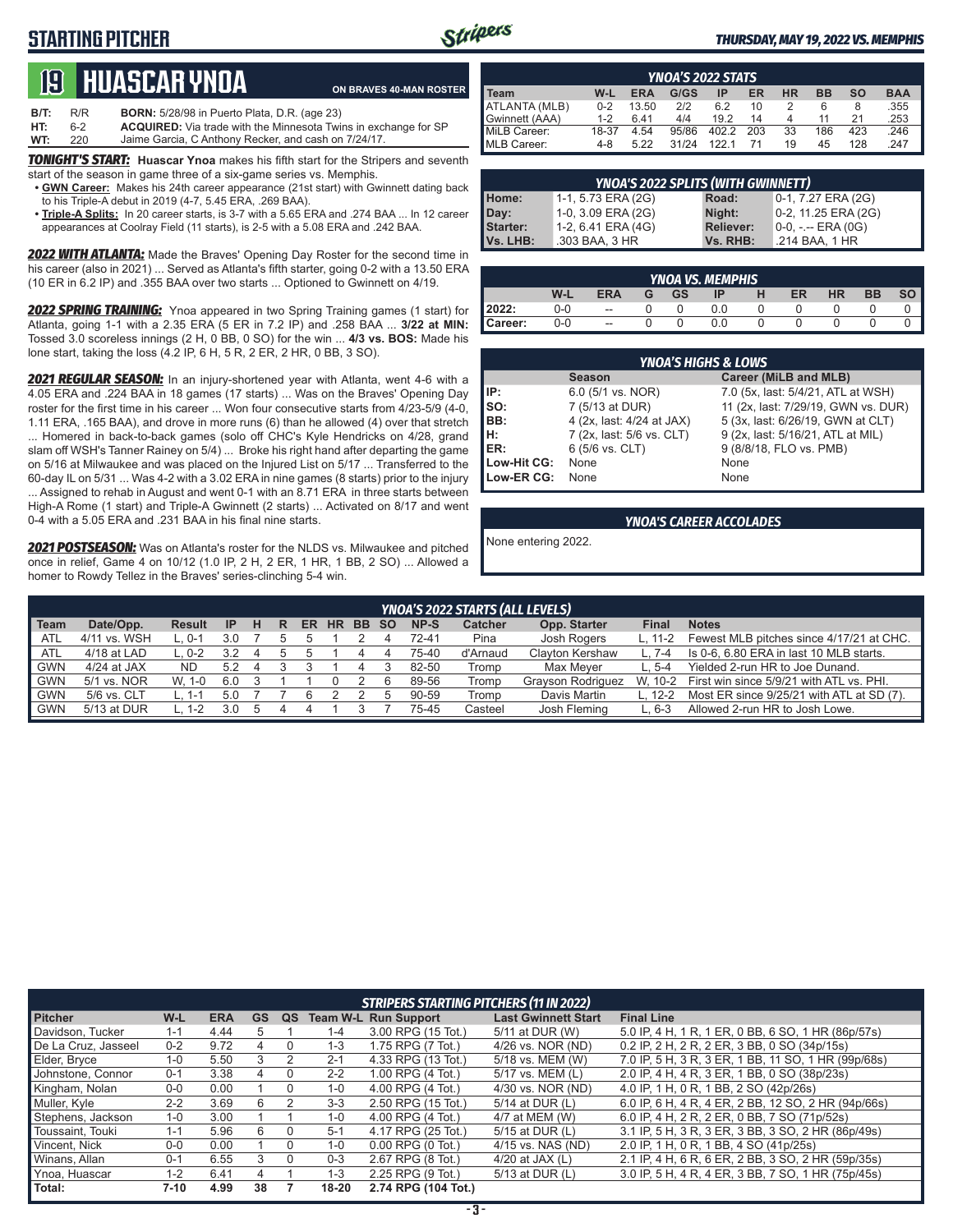# STARTING PITCHER

THURSDAY, MAY 19, 2022 VS. MEMPHIS

## 19 HUASCAR YNOA

ON BRAVES 40-MAN ROSTER

**B/T:** R/R **BORN:** 5/28/98 in Puerto Plata, D.R. (age 23)
**HT:** 6-2 **ACQUIRED:** Via trade with the Minnesota Twins in exchange for SP
**WT:** 220 Jaime Garcia, C Anthony Recker, and cash on 7/24/17.

***TONIGHT'S START:*** **Huascar Ynoa** makes his fifth start for the Stripers and seventh start of the season in game three of a six-game series vs. Memphis.

- **GWN Career:** Makes his 24th career appearance (21st start) with Gwinnett dating back to his Triple-A debut in 2019 (4-7, 5.45 ERA, .269 BAA).
- **Triple-A Splits:** In 20 career starts, is 3-7 with a 5.65 ERA and .274 BAA ... In 12 career appearances at Coolray Field (11 starts), is 2-5 with a 5.08 ERA and .242 BAA.

***2022 WITH ATLANTA:*** Made the Braves' Opening Day Roster for the second time in his career (also in 2021) ... Served as Atlanta's fifth starter, going 0-2 with a 13.50 ERA (10 ER in 6.2 IP) and .355 BAA over two starts ... Optioned to Gwinnett on 4/19.

***2022 SPRING TRAINING:*** Ynoa appeared in two Spring Training games (1 start) for Atlanta, going 1-1 with a 2.35 ERA (5 ER in 7.2 IP) and .258 BAA ... **3/22 at MIN:** Tossed 3.0 scoreless innings (2 H, 0 BB, 0 SO) for the win ... **4/3 vs. BOS:** Made his lone start, taking the loss (4.2 IP, 6 H, 5 R, 2 ER, 2 HR, 0 BB, 3 SO).

***2021 REGULAR SEASON:*** In an injury-shortened year with Atlanta, went 4-6 with a 4.05 ERA and .224 BAA in 18 games (17 starts) ... Was on the Braves' Opening Day roster for the first time in his career ... Won four consecutive starts from 4/23-5/9 (4-0, 1.11 ERA, .165 BAA), and drove in more runs (6) than he allowed (4) over that stretch ... Homered in back-to-back games (solo off CHC's Kyle Hendricks on 4/28, grand slam off WSH's Tanner Rainey on 5/4) ... Broke his right hand after departing the game on 5/16 at Milwaukee and was placed on the Injured List on 5/17 ... Transferred to the 60-day IL on 5/31 ... Was 4-2 with a 3.02 ERA in nine games (8 starts) prior to the injury ... Assigned to rehab in August and went 0-1 with an 8.71 ERA in three starts between High-A Rome (1 start) and Triple-A Gwinnett (2 starts) ... Activated on 8/17 and went 0-4 with a 5.05 ERA and .231 BAA in his final nine starts.

***2021 POSTSEASON:*** Was on Atlanta's roster for the NLDS vs. Milwaukee and pitched once in relief, Game 4 on 10/12 (1.0 IP, 2 H, 2 ER, 1 HR, 1 BB, 2 SO) ... Allowed a homer to Rowdy Tellez in the Braves' series-clinching 5-4 win.

### YNOA'S 2022 STATS

| Team | W-L | ERA | G/GS | IP | ER | HR | BB | SO | BAA |
|---|---|---|---|---|---|---|---|---|---|
| ATLANTA (MLB) | 0-2 | 13.50 | 2/2 | 6.2 | 10 | 2 | 6 | 8 | .355 |
| Gwinnett (AAA) | 1-2 | 6.41 | 4/4 | 19.2 | 14 | 4 | 11 | 21 | .253 |
| MiLB Career: | 18-37 | 4.54 | 95/86 | 402.2 | 203 | 33 | 186 | 423 | .246 |
| MLB Career: | 4-8 | 5.22 | 31/24 | 122.1 | 71 | 19 | 45 | 128 | .247 |

### YNOA'S 2022 SPLITS (WITH GWINNETT)

| | | | |
|---|---|---|---|
| Home: | 1-1, 5.73 ERA (2G) | Road: | 0-1, 7.27 ERA (2G) |
| Day: | 1-0, 3.09 ERA (2G) | Night: | 0-2, 11.25 ERA (2G) |
| Starter: | 1-2, 6.41 ERA (4G) | Reliever: | 0-0, -.-- ERA (0G) |
| Vs. LHB: | .303 BAA, 3 HR | Vs. RHB: | .214 BAA, 1 HR |

### YNOA VS. MEMPHIS

| | W-L | ERA | G | GS | IP | H | ER | HR | BB | SO |
|---|---|---|---|---|---|---|---|---|---|---|
| 2022: | 0-0 | -- | 0 | 0 | 0.0 | 0 | 0 | 0 | 0 | 0 |
| Career: | 0-0 | -- | 0 | 0 | 0.0 | 0 | 0 | 0 | 0 | 0 |

### YNOA'S HIGHS & LOWS

| | Season | Career (MiLB and MLB) |
|---|---|---|
| IP: | 6.0 (5/1 vs. NOR) | 7.0 (5x, last: 5/4/21, ATL at WSH) |
| SO: | 7 (5/13 at DUR) | 11 (2x, last: 7/29/19, GWN vs. DUR) |
| BB: | 4 (2x, last: 4/24 at JAX) | 5 (3x, last: 6/26/19, GWN at CLT) |
| H: | 7 (2x, last: 5/6 vs. CLT) | 9 (2x, last: 5/16/21, ATL at MIL) |
| ER: | 6 (5/6 vs. CLT) | 9 (8/8/18, FLO vs. PMB) |
| Low-Hit CG: | None | None |
| Low-ER CG: | None | None |

### YNOA'S CAREER ACCOLADES

None entering 2022.

### YNOA'S 2022 STARTS (ALL LEVELS)

| Team | Date/Opp. | Result | IP | H | R | ER | HR | BB | SO | NP-S | Catcher | Opp. Starter | Final | Notes |
|---|---|---|---|---|---|---|---|---|---|---|---|---|---|---|
| ATL | 4/11 vs. WSH | L, 0-1 | 3.0 | 7 | 5 | 5 | 1 | 2 | 4 | 72-41 | Pina | Josh Rogers | L, 11-2 | Fewest MLB pitches since 4/17/21 at CHC. |
| ATL | 4/18 at LAD | L, 0-2 | 3.2 | 4 | 5 | 5 | 1 | 4 | 4 | 75-40 | d'Arnaud | Clayton Kershaw | L, 7-4 | Is 0-6, 6.80 ERA in last 10 MLB starts. |
| GWN | 4/24 at JAX | ND | 5.2 | 4 | 3 | 3 | 1 | 4 | 3 | 82-50 | Tromp | Max Meyer | L, 5-4 | Yielded 2-run HR to Joe Dunand. |
| GWN | 5/1 vs. NOR | W, 1-0 | 6.0 | 3 | 1 | 1 | 0 | 2 | 6 | 89-56 | Tromp | Grayson Rodriguez | W, 10-2 | First win since 5/9/21 with ATL vs. PHI. |
| GWN | 5/6 vs. CLT | L, 1-1 | 5.0 | 7 | 7 | 6 | 2 | 2 | 5 | 90-59 | Tromp | Davis Martin | L, 12-2 | Most ER since 9/25/21 with ATL at SD (7). |
| GWN | 5/13 at DUR | L, 1-2 | 3.0 | 5 | 4 | 4 | 1 | 3 | 7 | 75-45 | Casteel | Josh Fleming | L, 6-3 | Allowed 2-run HR to Josh Lowe. |

### STRIPERS STARTING PITCHERS (11 IN 2022)

| Pitcher | W-L | ERA | GS | QS | Team W-L | Run Support | Last Gwinnett Start | Final Line |
|---|---|---|---|---|---|---|---|---|
| Davidson, Tucker | 1-1 | 4.44 | 5 | 1 | 1-4 | 3.00 RPG (15 Tot.) | 5/11 at DUR (W) | 5.0 IP, 4 H, 1 R, 1 ER, 0 BB, 6 SO, 1 HR (86p/57s) |
| De La Cruz, Jasseel | 0-2 | 9.72 | 4 | 0 | 1-3 | 1.75 RPG (7 Tot.) | 4/26 vs. NOR (ND) | 0.2 IP, 2 H, 2 R, 2 ER, 3 BB, 0 SO (34p/15s) |
| Elder, Bryce | 1-0 | 5.50 | 3 | 2 | 2-1 | 4.33 RPG (13 Tot.) | 5/18 vs. MEM (W) | 7.0 IP, 5 H, 3 R, 3 ER, 1 BB, 11 SO, 1 HR (99p/68s) |
| Johnstone, Connor | 0-1 | 3.38 | 4 | 0 | 2-2 | 1.00 RPG (4 Tot.) | 5/17 vs. MEM (L) | 2.0 IP, 4 H, 4 R, 3 ER, 1 BB, 0 SO (38p/23s) |
| Kingham, Nolan | 0-0 | 0.00 | 1 | 0 | 1-0 | 4.00 RPG (4 Tot.) | 4/30 vs. NOR (ND) | 4.0 IP, 1 H, 0 R, 1 BB, 2 SO (42p/26s) |
| Muller, Kyle | 2-2 | 3.69 | 6 | 2 | 3-3 | 2.50 RPG (15 Tot.) | 5/14 at DUR (L) | 6.0 IP, 6 H, 4 R, 4 ER, 2 BB, 12 SO, 2 HR (94p/66s) |
| Stephens, Jackson | 1-0 | 3.00 | 1 | 1 | 1-0 | 4.00 RPG (4 Tot.) | 4/7 at MEM (W) | 6.0 IP, 4 H, 2 R, 2 ER, 0 BB, 7 SO (71p/52s) |
| Toussaint, Touki | 1-1 | 5.96 | 6 | 0 | 5-1 | 4.17 RPG (25 Tot.) | 5/15 at DUR (L) | 3.1 IP, 5 H, 3 R, 3 ER, 3 BB, 3 SO, 2 HR (86p/49s) |
| Vincent, Nick | 0-0 | 0.00 | 1 | 0 | 1-0 | 0.00 RPG (0 Tot.) | 4/15 vs. NAS (ND) | 2.0 IP, 1 H, 0 R, 1 BB, 4 SO (41p/25s) |
| Winans, Allan | 0-1 | 6.55 | 3 | 0 | 0-3 | 2.67 RPG (8 Tot.) | 4/20 at JAX (L) | 2.1 IP, 4 H, 6 R, 6 ER, 2 BB, 3 SO, 2 HR (59p/35s) |
| Ynoa, Huascar | 1-2 | 6.41 | 4 | 1 | 1-3 | 2.25 RPG (9 Tot.) | 5/13 at DUR (L) | 3.0 IP, 5 H, 4 R, 4 ER, 3 BB, 7 SO, 1 HR (75p/45s) |
| Total: | 7-10 | 4.99 | 38 | 7 | 18-20 | 2.74 RPG (104 Tot.) | | |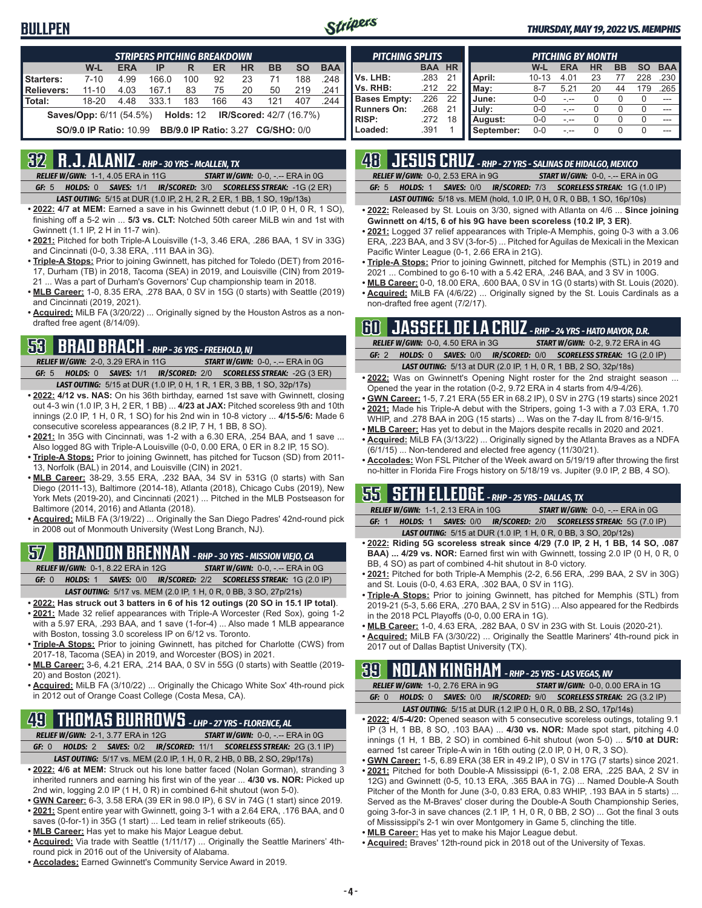# BULLPEN

**THURSDAY, MAY 19, 2022 VS. MEMPHIS**

| STRIPERS PITCHING BREAKDOWN | W-L | ERA | IP | R | ER | HR | BB | SO | BAA |
|---|---|---|---|---|---|---|---|---|---|
| Starters: | 7-10 | 4.99 | 166.0 | 100 | 92 | 23 | 71 | 188 | .248 |
| Relievers: | 11-10 | 4.03 | 167.1 | 83 | 75 | 20 | 50 | 219 | .241 |
| Total: | 18-20 | 4.48 | 333.1 | 183 | 166 | 43 | 121 | 407 | .244 |

**Saves/Opp:** 6/11 (54.5%) **Holds:** 12 **IR/Scored:** 42/7 (16.7%)

**SO/9.0 IP Ratio:** 10.99 **BB/9.0 IP Ratio:** 3.27 **CG/SHO:** 0/0

| PITCHING SPLITS | BAA | HR |
|---|---|---|
| Vs. LHB: | .283 | 21 |
| Vs. RHB: | .212 | 22 |
| Bases Empty: | .226 | 22 |
| Runners On: | .268 | 21 |
| RISP: | .272 | 18 |
| Loaded: | .391 | 1 |

| PITCHING BY MONTH | W-L | ERA | HR | BB | SO | BAA |
|---|---|---|---|---|---|---|
| April: | 10-13 | 4.01 | 23 | 77 | 228 | .230 |
| May: | 8-7 | 5.21 | 20 | 44 | 179 | .265 |
| June: | 0-0 | -.-- | 0 | 0 | 0 | --- |
| July: | 0-0 | -.-- | 0 | 0 | 0 | --- |
| August: | 0-0 | -.-- | 0 | 0 | 0 | --- |
| September: | 0-0 | -.-- | 0 | 0 | 0 | --- |

## 32 R.J. ALANIZ - RHP - 30 YRS - McALLEN, TX

*RELIEF W/GWN:* 1-1, 4.05 ERA in 11G *START W/GWN:* 0-0, -.-- ERA in 0G
*GF:* 5 *HOLDS:* 0 *SAVES:* 1/1 *IR/SCORED:* 3/0 *SCORELESS STREAK:* -1G (2 ER)
*LAST OUTING:* 5/15 at DUR (1.0 IP, 2 H, 2 R, 2 ER, 1 BB, 1 SO, 19p/13s)

- **2022: 4/7 at MEM:** Earned a save in his Gwinnett debut (1.0 IP, 0 H, 0 R, 1 SO), finishing off a 5-2 win ... **5/3 vs. CLT:** Notched 50th career MiLB win and 1st with Gwinnett (1.1 IP, 2 H in 11-7 win).
- **2021:** Pitched for both Triple-A Louisville (1-3, 3.46 ERA, .286 BAA, 1 SV in 33G) and Cincinnati (0-0, 3.38 ERA, .111 BAA in 3G).
- **Triple-A Stops:** Prior to joining Gwinnett, has pitched for Toledo (DET) from 2016-17, Durham (TB) in 2018, Tacoma (SEA) in 2019, and Louisville (CIN) from 2019-21 ... Was a part of Durham's Governors' Cup championship team in 2018.
- **MLB Career:** 1-0, 8.35 ERA, .278 BAA, 0 SV in 15G (0 starts) with Seattle (2019) and Cincinnati (2019, 2021).
- **Acquired:** MiLB FA (3/20/22) ... Originally signed by the Houston Astros as a non-drafted free agent (8/14/09).

## 53 BRAD BRACH - RHP - 36 YRS - FREEHOLD, NJ

*RELIEF W/GWN:* 2-0, 3.29 ERA in 11G *START W/GWN:* 0-0, -.-- ERA in 0G
*GF:* 5 *HOLDS:* 0 *SAVES:* 1/1 *IR/SCORED:* 2/0 *SCORELESS STREAK:* -2G (3 ER)
*LAST OUTING:* 5/15 at DUR (1.0 IP, 0 H, 1 R, 1 ER, 3 BB, 1 SO, 32p/17s)

- **2022: 4/12 vs. NAS:** On his 36th birthday, earned 1st save with Gwinnett, closing out 4-3 win (1.0 IP, 3 H, 2 ER, 1 BB) ... **4/23 at JAX:** Pitched scoreless 9th and 10th innings (2.0 IP, 1 H, 0 R, 1 SO) for his 2nd win in 10-8 victory ... **4/15-5/6:** Made 6 consecutive scoreless appearances (8.2 IP, 7 H, 1 BB, 8 SO).
- **2021:** In 35G with Cincinnati, was 1-2 with a 6.30 ERA, .254 BAA, and 1 save ... Also logged 8G with Triple-A Louisville (0-0, 0.00 ERA, 0 ER in 8.2 IP, 15 SO).
- **Triple-A Stops:** Prior to joining Gwinnett, has pitched for Tucson (SD) from 2011-13, Norfolk (BAL) in 2014, and Louisville (CIN) in 2021.
- **MLB Career:** 38-29, 3.55 ERA, .232 BAA, 34 SV in 531G (0 starts) with San Diego (2011-13), Baltimore (2014-18), Atlanta (2018), Chicago Cubs (2019), New York Mets (2019-20), and Cincinnati (2021) ... Pitched in the MLB Postseason for Baltimore (2014, 2016) and Atlanta (2018).
- **Acquired:** MiLB FA (3/19/22) ... Originally the San Diego Padres' 42nd-round pick in 2008 out of Monmouth University (West Long Branch, NJ).

## 57 BRANDON BRENNAN - RHP - 30 YRS - MISSION VIEJO, CA

*RELIEF W/GWN:* 0-1, 8.22 ERA in 12G *START W/GWN:* 0-0, -.-- ERA in 0G
*GF:* 0 *HOLDS:* 1 *SAVES:* 0/0 *IR/SCORED:* 2/2 *SCORELESS STREAK:* 1G (2.0 IP)
*LAST OUTING:* 5/17 vs. MEM (2.0 IP, 1 H, 0 R, 0 BB, 3 SO, 27p/21s)

- **2022: Has struck out 3 batters in 6 of his 12 outings (20 SO in 15.1 IP total)**.
- **2021:** Made 32 relief appearances with Triple-A Worcester (Red Sox), going 1-2 with a 5.97 ERA, .293 BAA, and 1 save (1-for-4) ... Also made 1 MLB appearance with Boston, tossing 3.0 scoreless IP on 6/12 vs. Toronto.
- **Triple-A Stops:** Prior to joining Gwinnett, has pitched for Charlotte (CWS) from 2017-18, Tacoma (SEA) in 2019, and Worcester (BOS) in 2021.
- **MLB Career:** 3-6, 4.21 ERA, .214 BAA, 0 SV in 55G (0 starts) with Seattle (2019-20) and Boston (2021).
- **Acquired:** MiLB FA (3/10/22) ... Originally the Chicago White Sox' 4th-round pick in 2012 out of Orange Coast College (Costa Mesa, CA).

## 49 THOMAS BURROWS - LHP - 27 YRS - FLORENCE, AL

*RELIEF W/GWN:* 2-1, 3.77 ERA in 12G *START W/GWN:* 0-0, -.-- ERA in 0G
*GF:* 0 *HOLDS:* 2 *SAVES:* 0/2 *IR/SCORED:* 11/1 *SCORELESS STREAK:* 2G (3.1 IP)
*LAST OUTING:* 5/17 vs. MEM (2.0 IP, 1 H, 0 R, 2 HB, 0 BB, 2 SO, 29p/17s)

- **2022: 4/6 at MEM:** Struck out his lone batter faced (Nolan Gorman), stranding 3 inherited runners and earning his first win of the year ... **4/30 vs. NOR:** Picked up 2nd win, logging 2.0 IP (1 H, 0 R) in combined 6-hit shutout (won 5-0).
- **GWN Career:** 6-3, 3.58 ERA (39 ER in 98.0 IP), 6 SV in 74G (1 start) since 2019.
- **2021:** Spent entire year with Gwinnett, going 3-1 with a 2.64 ERA, .176 BAA, and 0 saves (0-for-1) in 35G (1 start) ... Led team in relief strikeouts (65).
- **MLB Career:** Has yet to make his Major League debut.
- **Acquired:** Via trade with Seattle (1/11/17) ... Originally the Seattle Mariners' 4th-round pick in 2016 out of the University of Alabama.
- **Accolades:** Earned Gwinnett's Community Service Award in 2019.

## 48 JESUS CRUZ - RHP - 27 YRS - SALINAS DE HIDALGO, MEXICO

*RELIEF W/GWN:* 0-0, 2.53 ERA in 9G *START W/GWN:* 0-0, -.-- ERA in 0G
*GF:* 5 *HOLDS:* 1 *SAVES:* 0/0 *IR/SCORED:* 7/3 *SCORELESS STREAK:* 1G (1.0 IP)
*LAST OUTING:* 5/18 vs. MEM (hold, 1.0 IP, 0 H, 0 R, 0 BB, 1 SO, 16p/10s)

- **2022:** Released by St. Louis on 3/30, signed with Atlanta on 4/6 ... **Since joining Gwinnett on 4/15, 6 of his 9G have been scoreless (10.2 IP, 3 ER)**.
- **2021:** Logged 37 relief appearances with Triple-A Memphis, going 0-3 with a 3.06 ERA, .223 BAA, and 3 SV (3-for-5) ... Pitched for Aguilas de Mexicali in the Mexican Pacific Winter League (0-1, 2.66 ERA in 21G).
- **Triple-A Stops:** Prior to joining Gwinnett, pitched for Memphis (STL) in 2019 and 2021 ... Combined to go 6-10 with a 5.42 ERA, .246 BAA, and 3 SV in 100G.
- **MLB Career:** 0-0, 18.00 ERA, .600 BAA, 0 SV in 1G (0 starts) with St. Louis (2020).
- **Acquired:** MiLB FA (4/6/22) ... Originally signed by the St. Louis Cardinals as a non-drafted free agent (7/2/17).

## 60 JASSEEL DE LA CRUZ - RHP - 24 YRS - HATO MAYOR, D.R.

*RELIEF W/GWN:* 0-0, 4.50 ERA in 3G *START W/GWN:* 0-2, 9.72 ERA in 4G
*GF:* 2 *HOLDS:* 0 *SAVES:* 0/0 *IR/SCORED:* 0/0 *SCORELESS STREAK:* 1G (2.0 IP)
*LAST OUTING:* 5/13 at DUR (2.0 IP, 1 H, 0 R, 1 BB, 2 SO, 32p/18s)

- **2022:** Was on Gwinnett's Opening Night roster for the 2nd straight season ... Opened the year in the rotation (0-2, 9.72 ERA in 4 starts from 4/9-4/26).
- **GWN Career:** 1-5, 7.21 ERA (55 ER in 68.2 IP), 0 SV in 27G (19 starts) since 2021
- **2021:** Made his Triple-A debut with the Stripers, going 1-3 with a 7.03 ERA, 1.70 WHIP, and .278 BAA in 20G (15 starts) ... Was on the 7-day IL from 8/16-9/15.
- **MLB Career:** Has yet to debut in the Majors despite recalls in 2020 and 2021.
- **Acquired:** MiLB FA (3/13/22) ... Originally signed by the Atlanta Braves as a NDFA (6/1/15) ... Non-tendered and elected free agency (11/30/21).
- **Accolades:** Won FSL Pitcher of the Week award on 5/19/19 after throwing the first no-hitter in Florida Fire Frogs history on 5/18/19 vs. Jupiter (9.0 IP, 2 BB, 4 SO).

## 55 SETH ELLEDGE - RHP - 25 YRS - DALLAS, TX

*RELIEF W/GWN:* 1-1, 2.13 ERA in 10G *START W/GWN:* 0-0, -.-- ERA in 0G
*GF:* 1 *HOLDS:* 1 *SAVES:* 0/0 *IR/SCORED:* 2/0 *SCORELESS STREAK:* 5G (7.0 IP)
*LAST OUTING:* 5/15 at DUR (1.0 IP, 1 H, 0 R, 0 BB, 3 SO, 20p/12s)

- **2022: Riding 5G scoreless streak since 4/29 (7.0 IP, 2 H, 1 BB, 14 SO, .087 BAA) ... 4/29 vs. NOR:** Earned first win with Gwinnett, tossing 2.0 IP (0 H, 0 R, 0 BB, 4 SO) as part of combined 4-hit shutout in 8-0 victory.
- **2021:** Pitched for both Triple-A Memphis (2-2, 6.56 ERA, .299 BAA, 2 SV in 30G) and St. Louis (0-0, 4.63 ERA, .302 BAA, 0 SV in 11G).
- **Triple-A Stops:** Prior to joining Gwinnett, has pitched for Memphis (STL) from 2019-21 (5-3, 5.66 ERA, .270 BAA, 2 SV in 51G) ... Also appeared for the Redbirds in the 2018 PCL Playoffs (0-0, 0.00 ERA in 1G).
- **MLB Career:** 1-0, 4.63 ERA, .282 BAA, 0 SV in 23G with St. Louis (2020-21).
- **Acquired:** MiLB FA (3/30/22) ... Originally the Seattle Mariners' 4th-round pick in 2017 out of Dallas Baptist University (TX).

## 39 NOLAN KINGHAM - RHP - 25 YRS - LAS VEGAS, NV

*RELIEF W/GWN:* 1-0, 2.76 ERA in 9G *START W/GWN:* 0-0, 0.00 ERA in 1G
*GF:* 0 *HOLDS:* 0 *SAVES:* 0/0 *IR/SCORED:* 9/0 *SCORELESS STREAK:* 2G (3.2 IP)
*LAST OUTING:* 5/15 at DUR (1.2 IP 0 H, 0 R, 0 BB, 2 SO, 17p/14s)

- **2022: 4/5-4/20:** Opened season with 5 consecutive scoreless outings, totaling 9.1 IP (3 H, 1 BB, 8 SO, .103 BAA) ... **4/30 vs. NOR:** Made spot start, pitching 4.0 innings (1 H, 1 BB, 2 SO) in combined 6-hit shutout (won 5-0) ... **5/10 at DUR:** earned 1st career Triple-A win in 16th outing (2.0 IP, 0 H, 0 R, 3 SO).
- **GWN Career:** 1-5, 6.89 ERA (38 ER in 49.2 IP), 0 SV in 17G (7 starts) since 2021.
- **2021:** Pitched for both Double-A Mississippi (6-1, 2.08 ERA, .225 BAA, 2 SV in 12G) and Gwinnett (0-5, 10.13 ERA, .365 BAA in 7G) ... Named Double-A South Pitcher of the Month for June (3-0, 0.83 ERA, 0.83 WHIP, .193 BAA in 5 starts) ... Served as the M-Braves' closer during the Double-A South Championship Series, going 3-for-3 in save chances (2.1 IP, 1 H, 0 R, 0 BB, 2 SO) ... Got the final 3 outs of Mississippi's 2-1 win over Montgomery in Game 5, clinching the title.
- **MLB Career:** Has yet to make his Major League debut.
- **Acquired:** Braves' 12th-round pick in 2018 out of the University of Texas.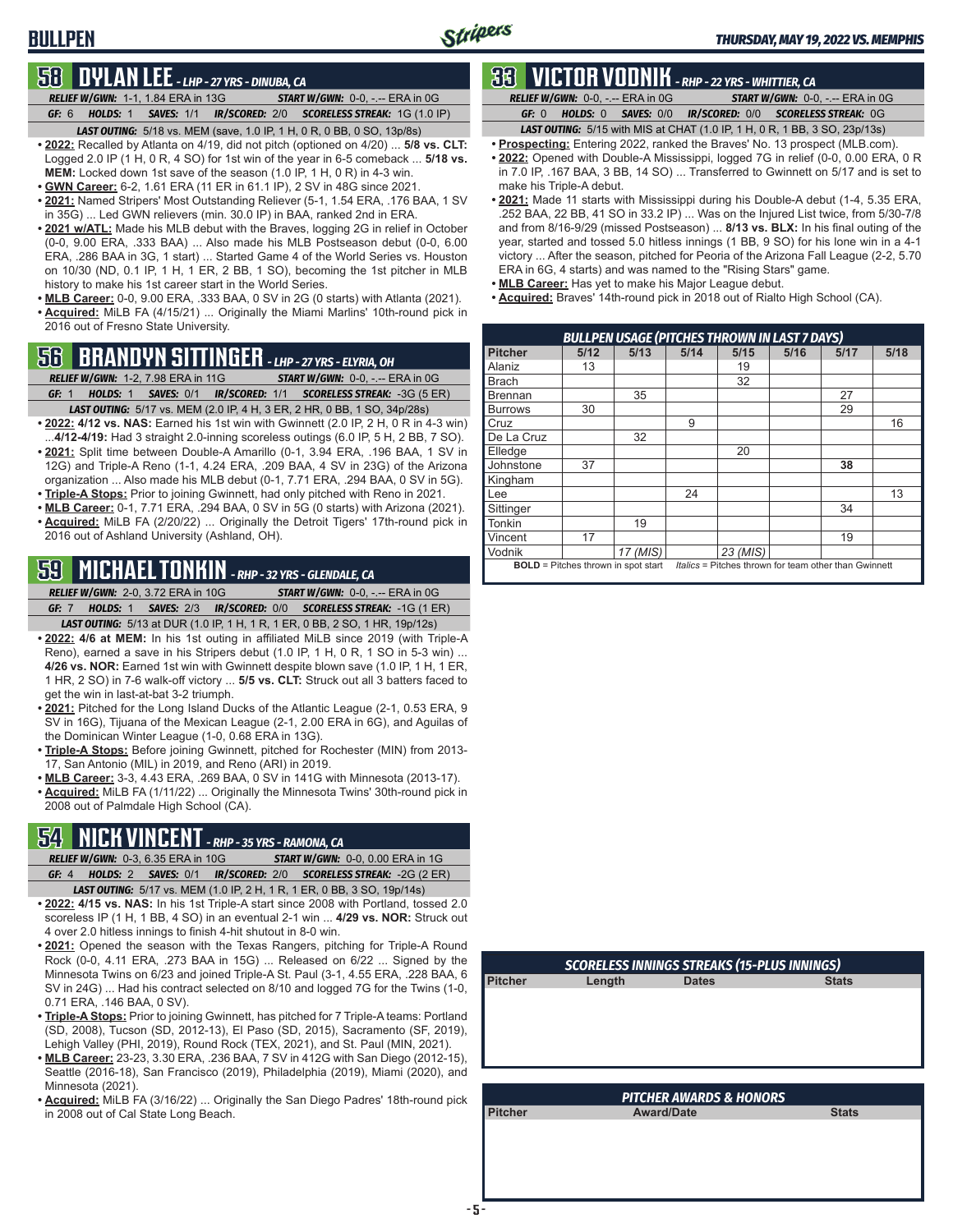# BULLPEN

THURSDAY, MAY 19, 2022 VS. MEMPHIS

## 58 DYLAN LEE - LHP - 27 YRS - DINUBA, CA

*RELIEF W/GWN:* 1-1, 1.84 ERA in 13G *START W/GWN:* 0-0, -.-- ERA in 0G

*GF:* 6 *HOLDS:* 1 *SAVES:* 1/1 *IR/SCORED:* 2/0 *SCORELESS STREAK:* 1G (1.0 IP)

*LAST OUTING:* 5/18 vs. MEM (save, 1.0 IP, 1 H, 0 R, 0 BB, 0 SO, 13p/8s)

- **2022:** Recalled by Atlanta on 4/19, did not pitch (optioned on 4/20) ... **5/8 vs. CLT:** Logged 2.0 IP (1 H, 0 R, 4 SO) for 1st win of the year in 6-5 comeback ... **5/18 vs. MEM:** Locked down 1st save of the season (1.0 IP, 1 H, 0 R) in 4-3 win.
- **GWN Career:** 6-2, 1.61 ERA (11 ER in 61.1 IP), 2 SV in 48G since 2021.
- **2021:** Named Stripers' Most Outstanding Reliever (5-1, 1.54 ERA, .176 BAA, 1 SV in 35G) ... Led GWN relievers (min. 30.0 IP) in BAA, ranked 2nd in ERA.
- **2021 w/ATL:** Made his MLB debut with the Braves, logging 2G in relief in October (0-0, 9.00 ERA, .333 BAA) ... Also made his MLB Postseason debut (0-0, 6.00 ERA, .286 BAA in 3G, 1 start) ... Started Game 4 of the World Series vs. Houston on 10/30 (ND, 0.1 IP, 1 H, 1 ER, 2 BB, 1 SO), becoming the 1st pitcher in MLB history to make his 1st career start in the World Series.
- **MLB Career:** 0-0, 9.00 ERA, .333 BAA, 0 SV in 2G (0 starts) with Atlanta (2021).
- **Acquired:** MiLB FA (4/15/21) ... Originally the Miami Marlins' 10th-round pick in 2016 out of Fresno State University.

## 56 BRANDYN SITTINGER - LHP - 27 YRS - ELYRIA, OH

*RELIEF W/GWN:* 1-2, 7.98 ERA in 11G *START W/GWN:* 0-0, -.-- ERA in 0G

*GF:* 1 *HOLDS:* 1 *SAVES:* 0/1 *IR/SCORED:* 1/1 *SCORELESS STREAK:* -3G (5 ER)

*LAST OUTING:* 5/17 vs. MEM (2.0 IP, 4 H, 3 ER, 2 HR, 0 BB, 1 SO, 34p/28s)

- **2022: 4/12 vs. NAS:** Earned his 1st win with Gwinnett (2.0 IP, 2 H, 0 R in 4-3 win) ...**4/12-4/19:** Had 3 straight 2.0-inning scoreless outings (6.0 IP, 5 H, 2 BB, 7 SO).
- **2021:** Split time between Double-A Amarillo (0-1, 3.94 ERA, .196 BAA, 1 SV in 12G) and Triple-A Reno (1-1, 4.24 ERA, .209 BAA, 4 SV in 23G) of the Arizona organization ... Also made his MLB debut (0-1, 7.71 ERA, .294 BAA, 0 SV in 5G).
- **Triple-A Stops:** Prior to joining Gwinnett, had only pitched with Reno in 2021.
- **MLB Career:** 0-1, 7.71 ERA, .294 BAA, 0 SV in 5G (0 starts) with Arizona (2021).
- **Acquired:** MiLB FA (2/20/22) ... Originally the Detroit Tigers' 17th-round pick in 2016 out of Ashland University (Ashland, OH).

## 59 MICHAEL TONKIN - RHP - 32 YRS - GLENDALE, CA

*RELIEF W/GWN:* 2-0, 3.72 ERA in 10G *START W/GWN:* 0-0, -.-- ERA in 0G

*GF:* 7 *HOLDS:* 1 *SAVES:* 2/3 *IR/SCORED:* 0/0 *SCORELESS STREAK:* -1G (1 ER)

*LAST OUTING:* 5/13 at DUR (1.0 IP, 1 H, 1 R, 1 ER, 0 BB, 2 SO, 1 HR, 19p/12s)

- **2022: 4/6 at MEM:** In his 1st outing in affiliated MiLB since 2019 (with Triple-A Reno), earned a save in his Stripers debut (1.0 IP, 1 H, 0 R, 1 SO in 5-3 win) ... **4/26 vs. NOR:** Earned 1st win with Gwinnett despite blown save (1.0 IP, 1 H, 1 ER, 1 HR, 2 SO) in 7-6 walk-off victory ... **5/5 vs. CLT:** Struck out all 3 batters faced to get the win in last-at-bat 3-2 triumph.
- **2021:** Pitched for the Long Island Ducks of the Atlantic League (2-1, 0.53 ERA, 9 SV in 16G), Tijuana of the Mexican League (2-1, 2.00 ERA in 6G), and Aguilas of the Dominican Winter League (1-0, 0.68 ERA in 13G).
- **Triple-A Stops:** Before joining Gwinnett, pitched for Rochester (MIN) from 2013-17, San Antonio (MIL) in 2019, and Reno (ARI) in 2019.
- **MLB Career:** 3-3, 4.43 ERA, .269 BAA, 0 SV in 141G with Minnesota (2013-17).
- **Acquired:** MiLB FA (1/11/22) ... Originally the Minnesota Twins' 30th-round pick in 2008 out of Palmdale High School (CA).

## 54 NICK VINCENT - RHP - 35 YRS - RAMONA, CA

*RELIEF W/GWN:* 0-3, 6.35 ERA in 10G *START W/GWN:* 0-0, 0.00 ERA in 1G

*GF:* 4 *HOLDS:* 2 *SAVES:* 0/1 *IR/SCORED:* 2/0 *SCORELESS STREAK:* -2G (2 ER)

*LAST OUTING:* 5/17 vs. MEM (1.0 IP, 2 H, 1 R, 1 ER, 0 BB, 3 SO, 19p/14s)

- **2022: 4/15 vs. NAS:** In his 1st Triple-A start since 2008 with Portland, tossed 2.0 scoreless IP (1 H, 1 BB, 4 SO) in an eventual 2-1 win ... **4/29 vs. NOR:** Struck out 4 over 2.0 hitless innings to finish 4-hit shutout in 8-0 win.
- **2021:** Opened the season with the Texas Rangers, pitching for Triple-A Round Rock (0-0, 4.11 ERA, .273 BAA in 15G) ... Released on 6/22 ... Signed by the Minnesota Twins on 6/23 and joined Triple-A St. Paul (3-1, 4.55 ERA, .228 BAA, 6 SV in 24G) ... Had his contract selected on 8/10 and logged 7G for the Twins (1-0, 0.71 ERA, .146 BAA, 0 SV).
- **Triple-A Stops:** Prior to joining Gwinnett, has pitched for 7 Triple-A teams: Portland (SD, 2008), Tucson (SD, 2012-13), El Paso (SD, 2015), Sacramento (SF, 2019), Lehigh Valley (PHI, 2019), Round Rock (TEX, 2021), and St. Paul (MIN, 2021).
- **MLB Career:** 23-23, 3.30 ERA, .236 BAA, 7 SV in 412G with San Diego (2012-15), Seattle (2016-18), San Francisco (2019), Philadelphia (2019), Miami (2020), and Minnesota (2021).
- **Acquired:** MiLB FA (3/16/22) ... Originally the San Diego Padres' 18th-round pick in 2008 out of Cal State Long Beach.

## 33 VICTOR VODNIK - RHP - 22 YRS - WHITTIER, CA

*RELIEF W/GWN:* 0-0, -.-- ERA in 0G *START W/GWN:* 0-0, -.-- ERA in 0G

*GF:* 0 *HOLDS:* 0 *SAVES:* 0/0 *IR/SCORED:* 0/0 *SCORELESS STREAK:* 0G

*LAST OUTING:* 5/15 with MIS at CHAT (1.0 IP, 1 H, 0 R, 1 BB, 3 SO, 23p/13s)

- **Prospecting:** Entering 2022, ranked the Braves' No. 13 prospect (MLB.com).
- **2022:** Opened with Double-A Mississippi, logged 7G in relief (0-0, 0.00 ERA, 0 R in 7.0 IP, .167 BAA, 3 BB, 14 SO) ... Transferred to Gwinnett on 5/17 and is set to make his Triple-A debut.
- **2021:** Made 11 starts with Mississippi during his Double-A debut (1-4, 5.35 ERA, .252 BAA, 22 BB, 41 SO in 33.2 IP) ... Was on the Injured List twice, from 5/30-7/8 and from 8/16-9/29 (missed Postseason) ... **8/13 vs. BLX:** In his final outing of the year, started and tossed 5.0 hitless innings (1 BB, 9 SO) for his lone win in a 4-1 victory ... After the season, pitched for Peoria of the Arizona Fall League (2-2, 5.70 ERA in 6G, 4 starts) and was named to the "Rising Stars" game.
- **MLB Career:** Has yet to make his Major League debut.
- **Acquired:** Braves' 14th-round pick in 2018 out of Rialto High School (CA).

### BULLPEN USAGE (PITCHES THROWN IN LAST 7 DAYS)

| Pitcher | 5/12 | 5/13 | 5/14 | 5/15 | 5/16 | 5/17 | 5/18 |
|---|---|---|---|---|---|---|---|
| Alaniz | 13 | | | 19 | | | |
| Brach | | | | 32 | | | |
| Brennan | | 35 | | | | 27 | |
| Burrows | 30 | | | | | 29 | |
| Cruz | | | 9 | | | | 16 |
| De La Cruz | | 32 | | | | | |
| Elledge | | | | 20 | | | |
| Johnstone | 37 | | | | | **38** | |
| Kingham | | | | | | | |
| Lee | | | 24 | | | | 13 |
| Sittinger | | | | | | 34 | |
| Tonkin | | 19 | | | | | |
| Vincent | 17 | | | | | 19 | |
| Vodnik | | *17 (MIS)* | | *23 (MIS)* | | | |

**BOLD** = Pitches thrown in spot start *Italics* = Pitches thrown for team other than Gwinnett

### SCORELESS INNINGS STREAKS (15-PLUS INNINGS)

| Pitcher | Length | Dates | Stats |
|---|---|---|---|

### PITCHER AWARDS & HONORS

| Pitcher | Award/Date | Stats |
|---|---|---|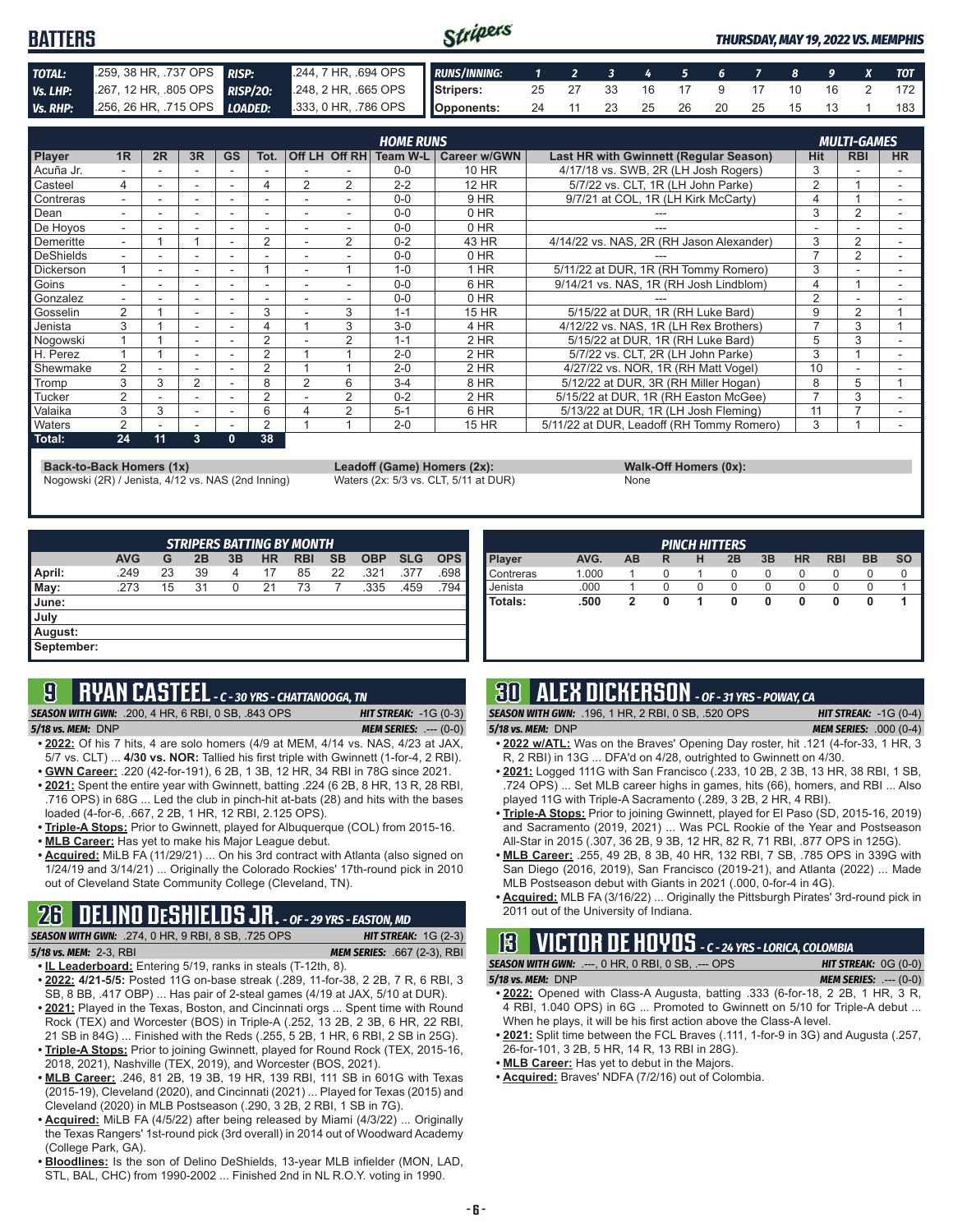# BATTERS

*THURSDAY, MAY 19, 2022 VS. MEMPHIS*

| | | | |
|---|---|---|---|
| **TOTAL:** | .259, 38 HR, .737 OPS | **RISP:** | .244, 7 HR, .694 OPS |
| **Vs. LHP:** | .267, 12 HR, .805 OPS | **RISP/2O:** | .248, 2 HR, .665 OPS |
| **Vs. RHP:** | .256, 26 HR, .715 OPS | **LOADED:** | .333, 0 HR, .786 OPS |

| RUNS/INNING: | 1 | 2 | 3 | 4 | 5 | 6 | 7 | 8 | 9 | X | TOT |
|---|---|---|---|---|---|---|---|---|---|---|---|
| Stripers: | 25 | 27 | 33 | 16 | 17 | 9 | 17 | 10 | 16 | 2 | 172 |
| Opponents: | 24 | 11 | 23 | 25 | 26 | 20 | 25 | 15 | 13 | 1 | 183 |

| Player | 1R | 2R | 3R | GS | Tot. | Off LH | Off RH | Team W-L | Career w/GWN | Last HR with Gwinnett (Regular Season) | Hit | RBI | HR |
|---|---|---|---|---|---|---|---|---|---|---|---|---|---|
| | | | | | **HOME RUNS** | | | | | | **MULTI-GAMES** | | |
| Acuña Jr. | - | - | - | - | - | - | - | 0-0 | 10 HR | 4/17/18 vs. SWB, 2R (LH Josh Rogers) | 3 | - | - |
| Casteel | 4 | - | - | - | 4 | 2 | 2 | 2-2 | 12 HR | 5/7/22 vs. CLT, 1R (LH John Parke) | 2 | 1 | - |
| Contreras | - | - | - | - | - | - | - | 0-0 | 9 HR | 9/7/21 at COL, 1R (LH Kirk McCarty) | 4 | 1 | - |
| Dean | - | - | - | - | - | - | - | 0-0 | 0 HR | --- | 3 | 2 | - |
| De Hoyos | - | - | - | - | - | - | - | 0-0 | 0 HR | --- | - | - | - |
| Demeritte | - | 1 | 1 | - | 2 | - | 2 | 0-2 | 43 HR | 4/14/22 vs. NAS, 2R (RH Jason Alexander) | 3 | 2 | - |
| DeShields | - | - | - | - | - | - | - | 0-0 | 0 HR | --- | 7 | 2 | - |
| Dickerson | 1 | - | - | - | 1 | - | 1 | 1-0 | 1 HR | 5/11/22 at DUR, 1R (RH Tommy Romero) | 3 | - | - |
| Goins | - | - | - | - | - | - | - | 0-0 | 6 HR | 9/14/21 vs. NAS, 1R (RH Josh Lindblom) | 4 | 1 | - |
| Gonzalez | - | - | - | - | - | - | - | 0-0 | 0 HR | --- | 2 | - | - |
| Gosselin | 2 | 1 | - | - | 3 | - | 3 | 1-1 | 15 HR | 5/15/22 at DUR, 1R (RH Luke Bard) | 9 | 2 | 1 |
| Jenista | 3 | 1 | - | - | 4 | 1 | 3 | 3-0 | 4 HR | 4/12/22 vs. NAS, 1R (LH Rex Brothers) | 7 | 3 | 1 |
| Nogowski | 1 | 1 | - | - | 2 | - | 2 | 1-1 | 2 HR | 5/15/22 at DUR, 1R (RH Luke Bard) | 5 | 3 | - |
| H. Perez | 1 | 1 | - | - | 2 | 1 | 1 | 2-0 | 2 HR | 5/7/22 vs. CLT, 2R (LH John Parke) | 3 | 1 | - |
| Shewmake | 2 | - | - | - | 2 | 1 | 1 | 2-0 | 2 HR | 4/27/22 vs. NOR, 1R (RH Matt Vogel) | 10 | - | - |
| Tromp | 3 | 3 | 2 | - | 8 | 2 | 6 | 3-4 | 8 HR | 5/12/22 at DUR, 3R (RH Miller Hogan) | 8 | 5 | 1 |
| Tucker | 2 | - | - | - | 2 | - | 2 | 0-2 | 2 HR | 5/15/22 at DUR, 1R (RH Easton McGee) | 7 | 3 | - |
| Valaika | 3 | 3 | - | - | 6 | 4 | 2 | 5-1 | 6 HR | 5/13/22 at DUR, 1R (LH Josh Fleming) | 11 | 7 | - |
| Waters | 2 | - | - | - | 2 | 1 | 1 | 2-0 | 15 HR | 5/11/22 at DUR, Leadoff (RH Tommy Romero) | 3 | 1 | - |
| **Total:** | **24** | **11** | **3** | **0** | **38** | | | | | | | | |

**Back-to-Back Homers (1x)**
Nogowski (2R) / Jenista, 4/12 vs. NAS (2nd Inning)

**Leadoff (Game) Homers (2x):**
Waters (2x: 5/3 vs. CLT, 5/11 at DUR)

**Walk-Off Homers (0x):**
None

**STRIPERS BATTING BY MONTH**

| | AVG | G | 2B | 3B | HR | RBI | SB | OBP | SLG | OPS |
|---|---|---|---|---|---|---|---|---|---|---|
| April: | .249 | 23 | 39 | 4 | 17 | 85 | 22 | .321 | .377 | .698 |
| May: | .273 | 15 | 31 | 0 | 21 | 73 | 7 | .335 | .459 | .794 |
| June: | | | | | | | | | | |
| July | | | | | | | | | | |
| August: | | | | | | | | | | |
| September: | | | | | | | | | | |

**PINCH HITTERS**

| Player | AVG. | AB | R | H | 2B | 3B | HR | RBI | BB | SO |
|---|---|---|---|---|---|---|---|---|---|---|
| Contreras | 1.000 | 1 | 0 | 1 | 0 | 0 | 0 | 0 | 0 | 0 |
| Jenista | .000 | 1 | 0 | 0 | 0 | 0 | 0 | 0 | 0 | 1 |
| **Totals:** | **.500** | **2** | **0** | **1** | **0** | **0** | **0** | **0** | **0** | **1** |

## 9 RYAN CASTEEL - C - 30 YRS - CHATTANOOGA, TN

*SEASON WITH GWN:* .200, 4 HR, 6 RBI, 0 SB, .843 OPS — *HIT STREAK:* -1G (0-3)
*5/18 vs. MEM:* DNP — *MEM SERIES:* .--- (0-0)

- **2022:** Of his 7 hits, 4 are solo homers (4/9 at MEM, 4/14 vs. NAS, 4/23 at JAX, 5/7 vs. CLT) ... **4/30 vs. NOR:** Tallied his first triple with Gwinnett (1-for-4, 2 RBI).
- **GWN Career:** .220 (42-for-191), 6 2B, 1 3B, 12 HR, 34 RBI in 78G since 2021.
- **2021:** Spent the entire year with Gwinnett, batting .224 (6 2B, 8 HR, 13 R, 28 RBI, .716 OPS) in 68G ... Led the club in pinch-hit at-bats (28) and hits with the bases loaded (4-for-6, .667, 2 2B, 1 HR, 12 RBI, 2.125 OPS).
- **Triple-A Stops:** Prior to Gwinnett, played for Albuquerque (COL) from 2015-16.
- **MLB Career:** Has yet to make his Major League debut.
- **Acquired:** MiLB FA (11/29/21) ... On his 3rd contract with Atlanta (also signed on 1/24/19 and 3/14/21) ... Originally the Colorado Rockies' 17th-round pick in 2010 out of Cleveland State Community College (Cleveland, TN).

## 26 DELINO DESHIELDS JR. - OF - 29 YRS - EASTON, MD

*SEASON WITH GWN:* .274, 0 HR, 9 RBI, 8 SB, .725 OPS — *HIT STREAK:* 1G (2-3)
*5/18 vs. MEM:* 2-3, RBI — *MEM SERIES:* .667 (2-3), RBI

- **IL Leaderboard:** Entering 5/19, ranks in steals (T-12th, 8).
- **2022: 4/21-5/5:** Posted 11G on-base streak (.289, 11-for-38, 2 2B, 7 R, 6 RBI, 3 SB, 8 BB, .417 OBP) ... Has pair of 2-steal games (4/19 at JAX, 5/10 at DUR).
- **2021:** Played in the Texas, Boston, and Cincinnati orgs ... Spent time with Round Rock (TEX) and Worcester (BOS) in Triple-A (.252, 13 2B, 2 3B, 6 HR, 22 RBI, 21 SB in 84G) ... Finished with the Reds (.255, 5 2B, 1 HR, 6 RBI, 2 SB in 25G).
- **Triple-A Stops:** Prior to joining Gwinnett, played for Round Rock (TEX, 2015-16, 2018, 2021), Nashville (TEX, 2019), and Worcester (BOS, 2021).
- **MLB Career:** .246, 81 2B, 19 3B, 19 HR, 139 RBI, 111 SB in 601G with Texas (2015-19), Cleveland (2020), and Cincinnati (2021) ... Played for Texas (2015) and Cleveland (2020) in MLB Postseason (.290, 3 2B, 2 RBI, 1 SB in 7G).
- **Acquired:** MiLB FA (4/5/22) after being released by Miami (4/3/22) ... Originally the Texas Rangers' 1st-round pick (3rd overall) in 2014 out of Woodward Academy (College Park, GA).
- **Bloodlines:** Is the son of Delino DeShields, 13-year MLB infielder (MON, LAD, STL, BAL, CHC) from 1990-2002 ... Finished 2nd in NL R.O.Y. voting in 1990.

## 30 ALEX DICKERSON - OF - 31 YRS - POWAY, CA

*SEASON WITH GWN:* .196, 1 HR, 2 RBI, 0 SB, .520 OPS — *HIT STREAK:* -1G (0-4)
*5/18 vs. MEM:* DNP — *MEM SERIES:* .000 (0-4)

- **2022 w/ATL:** Was on the Braves' Opening Day roster, hit .121 (4-for-33, 1 HR, 3 R, 2 RBI) in 13G ... DFA'd on 4/28, outrighted to Gwinnett on 4/30.
- **2021:** Logged 111G with San Francisco (.233, 10 2B, 2 3B, 13 HR, 38 RBI, 1 SB, .724 OPS) ... Set MLB career highs in games, hits (66), homers, and RBI ... Also played 11G with Triple-A Sacramento (.289, 3 2B, 2 HR, 4 RBI).
- **Triple-A Stops:** Prior to joining Gwinnett, played for El Paso (SD, 2015-16, 2019) and Sacramento (2019, 2021) ... Was PCL Rookie of the Year and Postseason All-Star in 2015 (.307, 36 2B, 9 3B, 12 HR, 82 R, 71 RBI, .877 OPS in 125G).
- **MLB Career:** .255, 49 2B, 8 3B, 40 HR, 132 RBI, 7 SB, .785 OPS in 339G with San Diego (2016, 2019), San Francisco (2019-21), and Atlanta (2022) ... Made MLB Postseason debut with Giants in 2021 (.000, 0-for-4 in 4G).
- **Acquired:** MLB FA (3/16/22) ... Originally the Pittsburgh Pirates' 3rd-round pick in 2011 out of the University of Indiana.

## 13 VICTOR DE HOYOS - C - 24 YRS - LORICA, COLOMBIA

*SEASON WITH GWN:* .---, 0 HR, 0 RBI, 0 SB, .--- OPS — *HIT STREAK:* 0G (0-0)
*5/18 vs. MEM:* DNP — *MEM SERIES:* .--- (0-0)

- **2022:** Opened with Class-A Augusta, batting .333 (6-for-18, 2 2B, 1 HR, 3 R, 4 RBI, 1.040 OPS) in 6G ... Promoted to Gwinnett on 5/10 for Triple-A debut ... When he plays, it will be his first action above the Class-A level.
- **2021:** Split time between the FCL Braves (.111, 1-for-9 in 3G) and Augusta (.257, 26-for-101, 3 2B, 5 HR, 14 R, 13 RBI in 28G).
- **MLB Career:** Has yet to debut in the Majors.
- **Acquired:** Braves' NDFA (7/2/16) out of Colombia.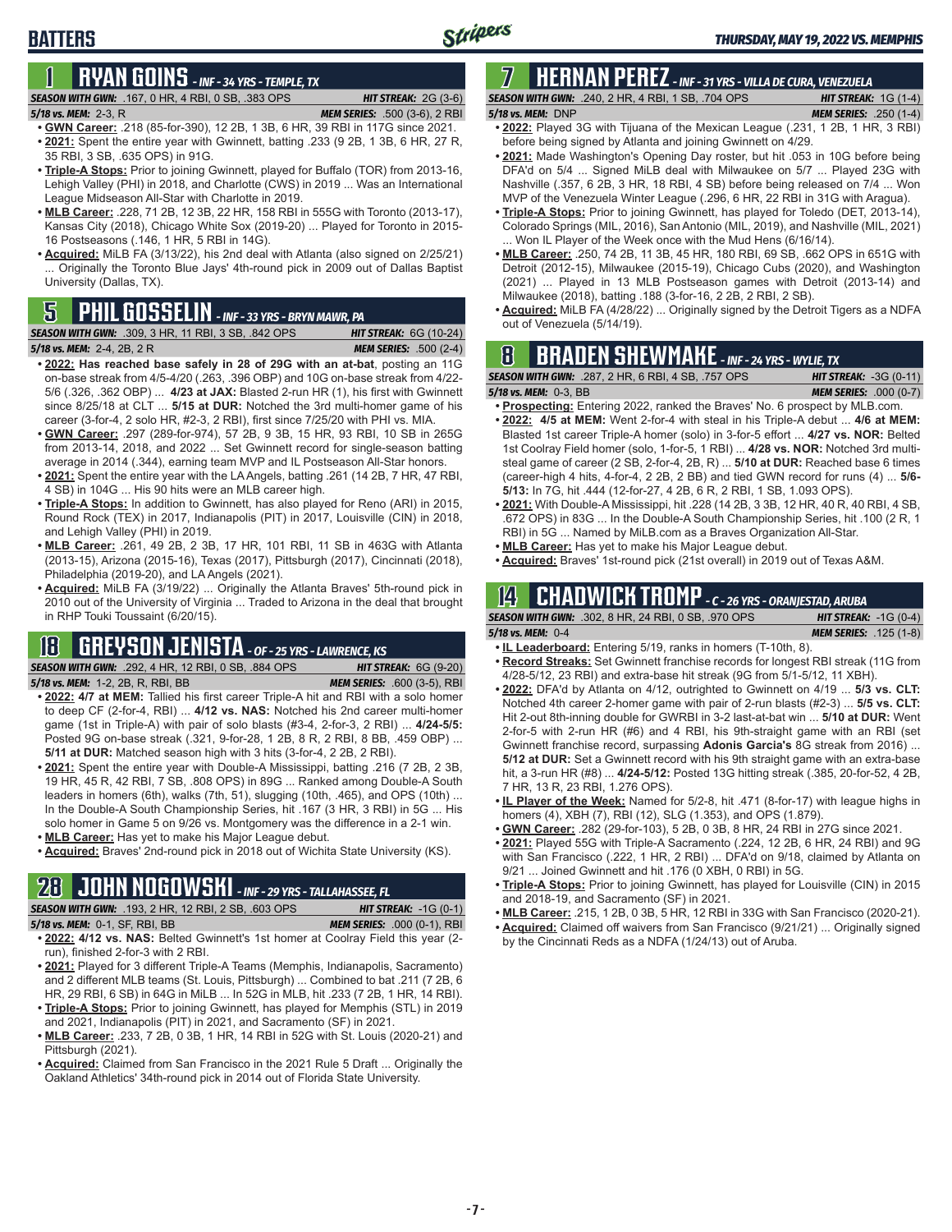# BATTERS

## 1 RYAN GOINS - INF - 34 YRS - TEMPLE, TX

**SEASON WITH GWN:** .167, 0 HR, 4 RBI, 0 SB, .383 OPS | **HIT STREAK:** 2G (3-6)
**5/18 vs. MEM:** 2-3, R | **MEM SERIES:** .500 (3-6), 2 RBI

- **GWN Career:** .218 (85-for-390), 12 2B, 1 3B, 6 HR, 39 RBI in 117G since 2021.
- **2021:** Spent the entire year with Gwinnett, batting .233 (9 2B, 1 3B, 6 HR, 27 R, 35 RBI, 3 SB, .635 OPS) in 91G.
- **Triple-A Stops:** Prior to joining Gwinnett, played for Buffalo (TOR) from 2013-16, Lehigh Valley (PHI) in 2018, and Charlotte (CWS) in 2019 ... Was an International League Midseason All-Star with Charlotte in 2019.
- **MLB Career:** .228, 71 2B, 12 3B, 22 HR, 158 RBI in 555G with Toronto (2013-17), Kansas City (2018), Chicago White Sox (2019-20) ... Played for Toronto in 2015-16 Postseasons (.146, 1 HR, 5 RBI in 14G).
- **Acquired:** MiLB FA (3/13/22), his 2nd deal with Atlanta (also signed on 2/25/21) ... Originally the Toronto Blue Jays' 4th-round pick in 2009 out of Dallas Baptist University (Dallas, TX).

## 5 PHIL GOSSELIN - INF - 33 YRS - BRYN MAWR, PA

**SEASON WITH GWN:** .309, 3 HR, 11 RBI, 3 SB, .842 OPS | **HIT STREAK:** 6G (10-24)
**5/18 vs. MEM:** 2-4, 2B, 2 R | **MEM SERIES:** .500 (2-4)

- **2022: Has reached base safely in 28 of 29G with an at-bat**, posting an 11G on-base streak from 4/5-4/20 (.263, .396 OBP) and 10G on-base streak from 4/22-5/6 (.326, .362 OBP) ... **4/23 at JAX:** Blasted 2-run HR (1), his first with Gwinnett since 8/25/18 at CLT ... **5/15 at DUR:** Notched the 3rd multi-homer game of his career (3-for-4, 2 solo HR, #2-3, 2 RBI), first since 7/25/20 with PHI vs. MIA.
- **GWN Career:** .297 (289-for-974), 57 2B, 9 3B, 15 HR, 93 RBI, 10 SB in 265G from 2013-14, 2018, and 2022 ... Set Gwinnett record for single-season batting average in 2014 (.344), earning team MVP and IL Postseason All-Star honors.
- **2021:** Spent the entire year with the LA Angels, batting .261 (14 2B, 7 HR, 47 RBI, 4 SB) in 104G ... His 90 hits were an MLB career high.
- **Triple-A Stops:** In addition to Gwinnett, has also played for Reno (ARI) in 2015, Round Rock (TEX) in 2017, Indianapolis (PIT) in 2017, Louisville (CIN) in 2018, and Lehigh Valley (PHI) in 2019.
- **MLB Career:** .261, 49 2B, 2 3B, 17 HR, 101 RBI, 11 SB in 463G with Atlanta (2013-15), Arizona (2015-16), Texas (2017), Pittsburgh (2017), Cincinnati (2018), Philadelphia (2019-20), and LA Angels (2021).
- **Acquired:** MiLB FA (3/19/22) ... Originally the Atlanta Braves' 5th-round pick in 2010 out of the University of Virginia ... Traded to Arizona in the deal that brought in RHP Touki Toussaint (6/20/15).

## 18 GREYSON JENISTA - OF - 25 YRS - LAWRENCE, KS

**SEASON WITH GWN:** .292, 4 HR, 12 RBI, 0 SB, .884 OPS | **HIT STREAK:** 6G (9-20)
**5/18 vs. MEM:** 1-2, 2B, R, RBI, BB | **MEM SERIES:** .600 (3-5), RBI

- **2022: 4/7 at MEM:** Tallied his first career Triple-A hit and RBI with a solo homer to deep CF (2-for-4, RBI) ... **4/12 vs. NAS:** Notched his 2nd career multi-homer game (1st in Triple-A) with pair of solo blasts (#3-4, 2-for-3, 2 RBI) ... **4/24-5/5:** Posted 9G on-base streak (.321, 9-for-28, 1 2B, 8 R, 2 RBI, 8 BB, .459 OBP) ... **5/11 at DUR:** Matched season high with 3 hits (3-for-4, 2 2B, 2 RBI).
- **2021:** Spent the entire year with Double-A Mississippi, batting .216 (7 2B, 2 3B, 19 HR, 45 R, 42 RBI, 7 SB, .808 OPS) in 89G ... Ranked among Double-A South leaders in homers (6th), walks (7th, 51), slugging (10th, .465), and OPS (10th) ... In the Double-A South Championship Series, hit .167 (3 HR, 3 RBI) in 5G ... His solo homer in Game 5 on 9/26 vs. Montgomery was the difference in a 2-1 win.
- **MLB Career:** Has yet to make his Major League debut.
- **Acquired:** Braves' 2nd-round pick in 2018 out of Wichita State University (KS).

## 28 JOHN NOGOWSKI - INF - 29 YRS - TALLAHASSEE, FL

**SEASON WITH GWN:** .193, 2 HR, 12 RBI, 2 SB, .603 OPS | **HIT STREAK:** -1G (0-1)
**5/18 vs. MEM:** 0-1, SF, RBI, BB | **MEM SERIES:** .000 (0-1), RBI

- **2022: 4/12 vs. NAS:** Belted Gwinnett's 1st homer at Coolray Field this year (2-run), finished 2-for-3 with 2 RBI.
- **2021:** Played for 3 different Triple-A Teams (Memphis, Indianapolis, Sacramento) and 2 different MLB teams (St. Louis, Pittsburgh) ... Combined to bat .211 (7 2B, 6 HR, 29 RBI, 6 SB) in 64G in MiLB ... In 52G in MLB, hit .233 (7 2B, 1 HR, 14 RBI).
- **Triple-A Stops:** Prior to joining Gwinnett, has played for Memphis (STL) in 2019 and 2021, Indianapolis (PIT) in 2021, and Sacramento (SF) in 2021.
- **MLB Career:** .233, 7 2B, 0 3B, 1 HR, 14 RBI in 52G with St. Louis (2020-21) and Pittsburgh (2021).
- **Acquired:** Claimed from San Francisco in the 2021 Rule 5 Draft ... Originally the Oakland Athletics' 34th-round pick in 2014 out of Florida State University.

## 7 HERNAN PEREZ - INF - 31 YRS - VILLA DE CURA, VENEZUELA

**SEASON WITH GWN:** .240, 2 HR, 4 RBI, 1 SB, .704 OPS | **HIT STREAK:** 1G (1-4)
**5/18 vs. MEM:** DNP | **MEM SERIES:** .250 (1-4)

- **2022:** Played 3G with Tijuana of the Mexican League (.231, 1 2B, 1 HR, 3 RBI) before being signed by Atlanta and joining Gwinnett on 4/29.
- **2021:** Made Washington's Opening Day roster, but hit .053 in 10G before being DFA'd on 5/4 ... Signed MiLB deal with Milwaukee on 5/7 ... Played 23G with Nashville (.357, 6 2B, 3 HR, 18 RBI, 4 SB) before being released on 7/4 ... Won MVP of the Venezuela Winter League (.296, 6 HR, 22 RBI in 31G with Aragua).
- **Triple-A Stops:** Prior to joining Gwinnett, has played for Toledo (DET, 2013-14), Colorado Springs (MIL, 2016), San Antonio (MIL, 2019), and Nashville (MIL, 2021) ... Won IL Player of the Week once with the Mud Hens (6/16/14).
- **MLB Career:** .250, 74 2B, 11 3B, 45 HR, 180 RBI, 69 SB, .662 OPS in 651G with Detroit (2012-15), Milwaukee (2015-19), Chicago Cubs (2020), and Washington (2021) ... Played in 13 MLB Postseason games with Detroit (2013-14) and Milwaukee (2018), batting .188 (3-for-16, 2 2B, 2 RBI, 2 SB).
- **Acquired:** MiLB FA (4/28/22) ... Originally signed by the Detroit Tigers as a NDFA out of Venezuela (5/14/19).

## 8 BRADEN SHEWMAKE - INF - 24 YRS - WYLIE, TX

**SEASON WITH GWN:** .287, 2 HR, 6 RBI, 4 SB, .757 OPS | **HIT STREAK:** -3G (0-11)
**5/18 vs. MEM:** 0-3, BB | **MEM SERIES:** .000 (0-7)

- **Prospecting:** Entering 2022, ranked the Braves' No. 6 prospect by MLB.com.
- **2022: 4/5 at MEM:** Went 2-for-4 with steal in his Triple-A debut ... **4/6 at MEM:** Blasted 1st career Triple-A homer (solo) in 3-for-5 effort ... **4/27 vs. NOR:** Belted 1st Coolray Field homer (solo, 1-for-5, 1 RBI) ... **4/28 vs. NOR:** Notched 3rd multi-steal game of career (2 SB, 2-for-4, 2B, R) ... **5/10 at DUR:** Reached base 6 times (career-high 4 hits, 4-for-4, 2 2B, 2 BB) and tied GWN record for runs (4) ... **5/6-5/13:** In 7G, hit .444 (12-for-27, 4 2B, 6 R, 2 RBI, 1 SB, 1.093 OPS).
- **2021:** With Double-A Mississippi, hit .228 (14 2B, 3 3B, 12 HR, 40 R, 40 RBI, 4 SB, .672 OPS) in 83G ... In the Double-A South Championship Series, hit .100 (2 R, 1 RBI) in 5G ... Named by MiLB.com as a Braves Organization All-Star.
- **MLB Career:** Has yet to make his Major League debut.
- **Acquired:** Braves' 1st-round pick (21st overall) in 2019 out of Texas A&M.

## 14 CHADWICK TROMP - C - 26 YRS - ORANJESTAD, ARUBA

**SEASON WITH GWN:** .302, 8 HR, 24 RBI, 0 SB, .970 OPS | **HIT STREAK:** -1G (0-4)
**5/18 vs. MEM:** 0-4 | **MEM SERIES:** .125 (1-8)

- **IL Leaderboard:** Entering 5/19, ranks in homers (T-10th, 8).
- **Record Streaks:** Set Gwinnett franchise records for longest RBI streak (11G from 4/28-5/12, 23 RBI) and extra-base hit streak (9G from 5/1-5/12, 11 XBH).
- **2022:** DFA'd by Atlanta on 4/12, outrighted to Gwinnett on 4/19 ... **5/3 vs. CLT:** Notched 4th career 2-homer game with pair of 2-run blasts (#2-3) ... **5/5 vs. CLT:** Hit 2-out 8th-inning double for GWRBI in 3-2 last-at-bat win ... **5/10 at DUR:** Went 2-for-5 with 2-run HR (#6) and 4 RBI, his 9th-straight game with an RBI (set Gwinnett franchise record, surpassing **Adonis Garcia's** 8G streak from 2016) ... **5/12 at DUR:** Set a Gwinnett record with his 9th straight game with an extra-base hit, a 3-run HR (#8) ... **4/24-5/12:** Posted 13G hitting streak (.385, 20-for-52, 4 2B, 7 HR, 13 R, 23 RBI, 1.276 OPS).
- **IL Player of the Week:** Named for 5/2-8, hit .471 (8-for-17) with league highs in homers (4), XBH (7), RBI (12), SLG (1.353), and OPS (1.879).
- **GWN Career:** .282 (29-for-103), 5 2B, 0 3B, 8 HR, 24 RBI in 27G since 2021.
- **2021:** Played 55G with Triple-A Sacramento (.224, 12 2B, 6 HR, 24 RBI) and 9G with San Francisco (.222, 1 HR, 2 RBI) ... DFA'd on 9/18, claimed by Atlanta on 9/21 ... Joined Gwinnett and hit .176 (0 XBH, 0 RBI) in 5G.
- **Triple-A Stops:** Prior to joining Gwinnett, has played for Louisville (CIN) in 2015 and 2018-19, and Sacramento (SF) in 2021.
- **MLB Career:** .215, 1 2B, 0 3B, 5 HR, 12 RBI in 33G with San Francisco (2020-21).
- **Acquired:** Claimed off waivers from San Francisco (9/21/21) ... Originally signed by the Cincinnati Reds as a NDFA (1/24/13) out of Aruba.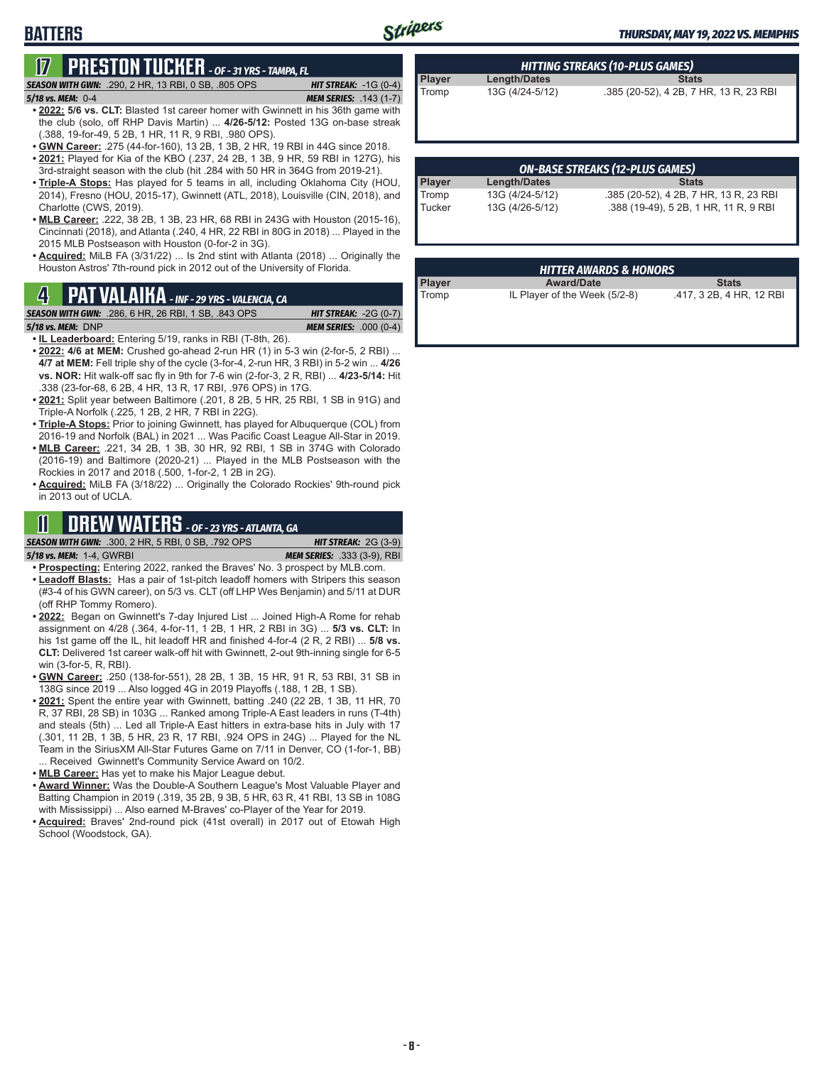# BATTERS

## 17 PRESTON TUCKER - OF - 31 YRS - TAMPA, FL

**SEASON WITH GWN:** .290, 2 HR, 13 RBI, 0 SB, .805 OPS — **HIT STREAK:** -1G (0-4)
**5/18 vs. MEM:** 0-4 — **MEM SERIES:** .143 (1-7)

- **2022: 5/6 vs. CLT:** Blasted 1st career homer with Gwinnett in his 36th game with the club (solo, off RHP Davis Martin) ... **4/26-5/12:** Posted 13G on-base streak (.388, 19-for-49, 5 2B, 1 HR, 11 R, 9 RBI, .980 OPS).
- **GWN Career:** .275 (44-for-160), 13 2B, 1 3B, 2 HR, 19 RBI in 44G since 2018.
- **2021:** Played for Kia of the KBO (.237, 24 2B, 1 3B, 9 HR, 59 RBI in 127G), his 3rd-straight season with the club (hit .284 with 50 HR in 364G from 2019-21).
- **Triple-A Stops:** Has played for 5 teams in all, including Oklahoma City (HOU, 2014), Fresno (HOU, 2015-17), Gwinnett (ATL, 2018), Louisville (CIN, 2018), and Charlotte (CWS, 2019).
- **MLB Career:** .222, 38 2B, 1 3B, 23 HR, 68 RBI in 243G with Houston (2015-16), Cincinnati (2018), and Atlanta (.240, 4 HR, 22 RBI in 80G in 2018) ... Played in the 2015 MLB Postseason with Houston (0-for-2 in 3G).
- **Acquired:** MiLB FA (3/31/22) ... Is 2nd stint with Atlanta (2018) ... Originally the Houston Astros' 7th-round pick in 2012 out of the University of Florida.

## 4 PAT VALAIKA - INF - 29 YRS - VALENCIA, CA

**SEASON WITH GWN:** .286, 6 HR, 26 RBI, 1 SB, .843 OPS — **HIT STREAK:** -2G (0-7)
**5/18 vs. MEM:** DNP — **MEM SERIES:** .000 (0-4)

- **IL Leaderboard:** Entering 5/19, ranks in RBI (T-8th, 26).
- **2022: 4/6 at MEM:** Crushed go-ahead 2-run HR (1) in 5-3 win (2-for-5, 2 RBI) ... **4/7 at MEM:** Fell triple shy of the cycle (3-for-4, 2-run HR, 3 RBI) in 5-2 win ... **4/26 vs. NOR:** Hit walk-off sac fly in 9th for 7-6 win (2-for-3, 2 R, RBI) ... **4/23-5/14:** Hit .338 (23-for-68, 6 2B, 4 HR, 13 R, 17 RBI, .976 OPS) in 17G.
- **2021:** Split year between Baltimore (.201, 8 2B, 5 HR, 25 RBI, 1 SB in 91G) and Triple-A Norfolk (.225, 1 2B, 2 HR, 7 RBI in 22G).
- **Triple-A Stops:** Prior to joining Gwinnett, has played for Albuquerque (COL) from 2016-19 and Norfolk (BAL) in 2021 ... Was Pacific Coast League All-Star in 2019.
- **MLB Career:** .221, 34 2B, 1 3B, 30 HR, 92 RBI, 1 SB in 374G with Colorado (2016-19) and Baltimore (2020-21) ... Played in the MLB Postseason with the Rockies in 2017 and 2018 (.500, 1-for-2, 1 2B in 2G).
- **Acquired:** MiLB FA (3/18/22) ... Originally the Colorado Rockies' 9th-round pick in 2013 out of UCLA.

## 11 DREW WATERS - OF - 23 YRS - ATLANTA, GA

**SEASON WITH GWN:** .300, 2 HR, 5 RBI, 0 SB, .792 OPS — **HIT STREAK:** 2G (3-9)
**5/18 vs. MEM:** 1-4, GWRBI — **MEM SERIES:** .333 (3-9), RBI

- **Prospecting:** Entering 2022, ranked the Braves' No. 3 prospect by MLB.com.
- **Leadoff Blasts:** Has a pair of 1st-pitch leadoff homers with Stripers this season (#3-4 of his GWN career), on 5/3 vs. CLT (off LHP Wes Benjamin) and 5/11 at DUR (off RHP Tommy Romero).
- **2022:** Began on Gwinnett's 7-day Injured List ... Joined High-A Rome for rehab assignment on 4/28 (.364, 4-for-11, 1 2B, 1 HR, 2 RBI in 3G) ... **5/3 vs. CLT:** In his 1st game off the IL, hit leadoff HR and finished 4-for-4 (2 R, 2 RBI) ... **5/8 vs. CLT:** Delivered 1st career walk-off hit with Gwinnett, 2-out 9th-inning single for 6-5 win (3-for-5, R, RBI).
- **GWN Career:** .250 (138-for-551), 28 2B, 1 3B, 15 HR, 91 R, 53 RBI, 31 SB in 138G since 2019 ... Also logged 4G in 2019 Playoffs (.188, 1 2B, 1 SB).
- **2021:** Spent the entire year with Gwinnett, batting .240 (22 2B, 1 3B, 11 HR, 70 R, 37 RBI, 28 SB) in 103G ... Ranked among Triple-A East leaders in runs (T-4th) and steals (5th) ... Led all Triple-A East hitters in extra-base hits in July with 17 (.301, 11 2B, 1 3B, 5 HR, 23 R, 17 RBI, .924 OPS in 24G) ... Played for the NL Team in the SiriusXM All-Star Futures Game on 7/11 in Denver, CO (1-for-1, BB) ... Received Gwinnett's Community Service Award on 10/2.
- **MLB Career:** Has yet to make his Major League debut.
- **Award Winner:** Was the Double-A Southern League's Most Valuable Player and Batting Champion in 2019 (.319, 35 2B, 9 3B, 5 HR, 63 R, 41 RBI, 13 SB in 108G with Mississippi) ... Also earned M-Braves' co-Player of the Year for 2019.
- **Acquired:** Braves' 2nd-round pick (41st overall) in 2017 out of Etowah High School (Woodstock, GA).

### HITTING STREAKS (10-PLUS GAMES)

| Player | Length/Dates | Stats |
|---|---|---|
| Tromp | 13G (4/24-5/12) | .385 (20-52), 4 2B, 7 HR, 13 R, 23 RBI |

### ON-BASE STREAKS (12-PLUS GAMES)

| Player | Length/Dates | Stats |
|---|---|---|
| Tromp | 13G (4/24-5/12) | .385 (20-52), 4 2B, 7 HR, 13 R, 23 RBI |
| Tucker | 13G (4/26-5/12) | .388 (19-49), 5 2B, 1 HR, 11 R, 9 RBI |

### HITTER AWARDS & HONORS

| Player | Award/Date | Stats |
|---|---|---|
| Tromp | IL Player of the Week (5/2-8) | .417, 3 2B, 4 HR, 12 RBI |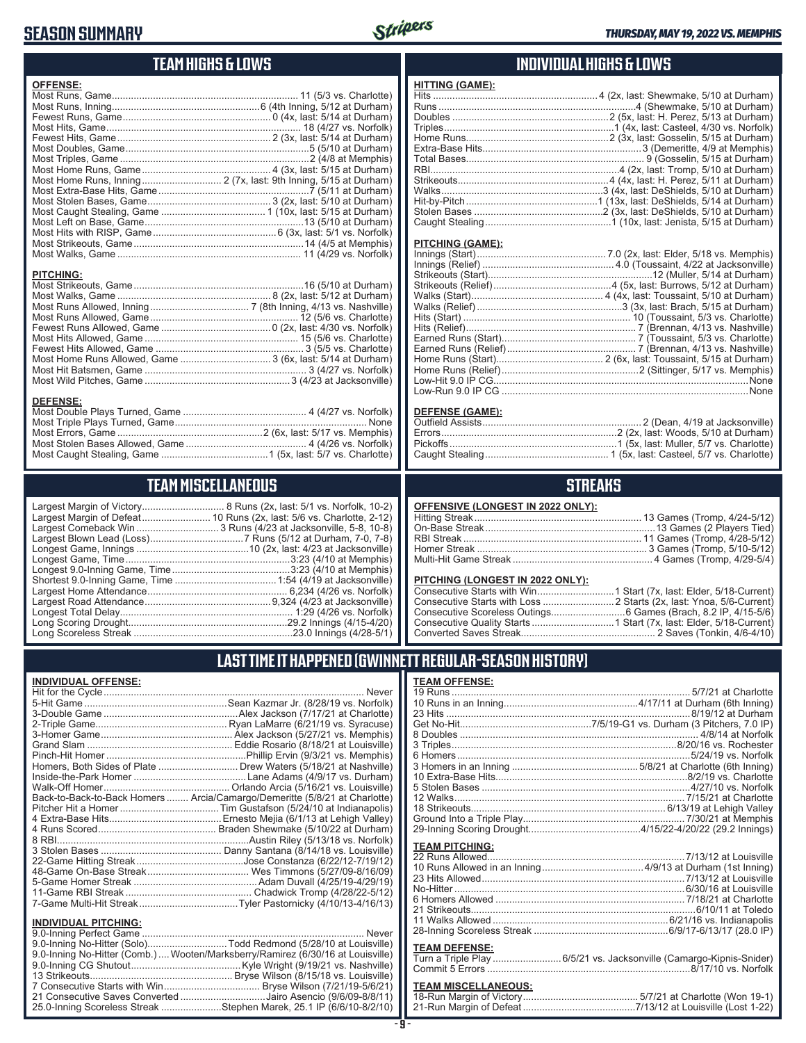# SEASON SUMMARY

*THURSDAY, MAY 19, 2022 VS. MEMPHIS*

## TEAM HIGHS & LOWS

**OFFENSE:**

| | |
|---|---|
| Most Runs, Game | 11 (5/3 vs. Charlotte) |
| Most Runs, Inning | 6 (4th Inning, 5/12 at Durham) |
| Fewest Runs, Game | 0 (4x, last: 5/14 at Durham) |
| Most Hits, Game | 18 (4/27 vs. Norfolk) |
| Fewest Hits, Game | 2 (3x, last: 5/14 at Durham) |
| Most Doubles, Game | 5 (5/10 at Durham) |
| Most Triples, Game | 2 (4/8 at Memphis) |
| Most Home Runs, Game | 4 (3x, last: 5/15 at Durham) |
| Most Home Runs, Inning | 2 (7x, last: 9th Inning, 5/15 at Durham) |
| Most Extra-Base Hits, Game | 7 (5/11 at Durham) |
| Most Stolen Bases, Game | 3 (2x, last: 5/10 at Durham) |
| Most Caught Stealing, Game | 1 (10x, last: 5/15 at Durham) |
| Most Left on Base, Game | 13 (5/10 at Durham) |
| Most Hits with RISP, Game | 6 (3x, last: 5/1 vs. Norfolk) |
| Most Strikeouts, Game | 14 (4/5 at Memphis) |
| Most Walks, Game | 11 (4/29 vs. Norfolk) |

**PITCHING:**

| | |
|---|---|
| Most Strikeouts, Game | 16 (5/10 at Durham) |
| Most Walks, Game | 8 (2x, last: 5/12 at Durham) |
| Most Runs Allowed, Inning | 7 (8th Inning, 4/13 vs. Nashville) |
| Most Runs Allowed, Game | 12 (5/6 vs. Charlotte) |
| Fewest Runs Allowed, Game | 0 (2x, last: 4/30 vs. Norfolk) |
| Most Hits Allowed, Game | 15 (5/6 vs. Charlotte) |
| Fewest Hits Allowed, Game | 3 (5/5 vs. Charlotte) |
| Most Home Runs Allowed, Game | 3 (6x, last: 5/14 at Durham) |
| Most Hit Batsmen, Game | 3 (4/27 vs. Norfolk) |
| Most Wild Pitches, Game | 3 (4/23 at Jacksonville) |

**DEFENSE:**

| | |
|---|---|
| Most Double Plays Turned, Game | 4 (4/27 vs. Norfolk) |
| Most Triple Plays Turned, Game | None |
| Most Errors, Game | 2 (6x, last: 5/17 vs. Memphis) |
| Most Stolen Bases Allowed, Game | 4 (4/26 vs. Norfolk) |
| Most Caught Stealing, Game | 1 (5x, last: 5/7 vs. Charlotte) |

## INDIVIDUAL HIGHS & LOWS

**HITTING (GAME):**

| | |
|---|---|
| Hits | 4 (2x, last: Shewmake, 5/10 at Durham) |
| Runs | 4 (Shewmake, 5/10 at Durham) |
| Doubles | 2 (5x, last: H. Perez, 5/13 at Durham) |
| Triples | 1 (4x, last: Casteel, 4/30 vs. Norfolk) |
| Home Runs | 2 (3x, last: Gosselin, 5/15 at Durham) |
| Extra-Base Hits | 3 (Demeritte, 4/9 at Memphis) |
| Total Bases | 9 (Gosselin, 5/15 at Durham) |
| RBI | 4 (2x, last: Tromp, 5/10 at Durham) |
| Strikeouts | 4 (4x, last: H. Perez, 5/11 at Durham) |
| Walks | 3 (4x, last: DeShields, 5/10 at Durham) |
| Hit-by-Pitch | 1 (13x, last: DeShields, 5/14 at Durham) |
| Stolen Bases | 2 (3x, last: DeShields, 5/10 at Durham) |
| Caught Stealing | 1 (10x, last: Jenista, 5/15 at Durham) |

**PITCHING (GAME):**

| | |
|---|---|
| Innings (Start) | 7.0 (2x, last: Elder, 5/18 vs. Memphis) |
| Innings (Relief) | 4.0 (Toussaint, 4/22 at Jacksonville) |
| Strikeouts (Start) | 12 (Muller, 5/14 at Durham) |
| Strikeouts (Relief) | 4 (5x, last: Burrows, 5/12 at Durham) |
| Walks (Start) | 4 (4x, last: Toussaint, 5/10 at Durham) |
| Walks (Relief) | 3 (3x, last: Brach, 5/15 at Durham) |
| Hits (Start) | 10 (Toussaint, 5/3 vs. Charlotte) |
| Hits (Relief) | 7 (Brennan, 4/13 vs. Nashville) |
| Earned Runs (Start) | 7 (Toussaint, 5/3 vs. Charlotte) |
| Earned Runs (Relief) | 7 (Brennan, 4/13 vs. Nashville) |
| Home Runs (Start) | 2 (6x, last: Toussaint, 5/15 at Durham) |
| Home Runs (Relief) | 2 (Sittinger, 5/17 vs. Memphis) |
| Low-Hit 9.0 IP CG | None |
| Low-Run 9.0 IP CG | None |

**DEFENSE (GAME):**

| | |
|---|---|
| Outfield Assists | 2 (Dean, 4/19 at Jacksonville) |
| Errors | 2 (2x, last: Woods, 5/10 at Durham) |
| Pickoffs | 1 (5x, last: Muller, 5/7 vs. Charlotte) |
| Caught Stealing | 1 (5x, last: Casteel, 5/7 vs. Charlotte) |

## TEAM MISCELLANEOUS

| | |
|---|---|
| Largest Margin of Victory | 8 Runs (2x, last: 5/1 vs. Norfolk, 10-2) |
| Largest Margin of Defeat | 10 Runs (2x, last: 5/6 vs. Charlotte, 2-12) |
| Largest Comeback Win | 3 Runs (4/23 at Jacksonville, 5-8, 10-8) |
| Largest Blown Lead (Loss) | 7 Runs (5/12 at Durham, 7-0, 7-8) |
| Longest Game, Innings | 10 (2x, last: 4/23 at Jacksonville) |
| Longest Game, Time | 3:23 (4/10 at Memphis) |
| Longest 9.0-Inning Game, Time | 3:23 (4/10 at Memphis) |
| Shortest 9.0-Inning Game, Time | 1:54 (4/19 at Jacksonville) |
| Largest Home Attendance | 6,234 (4/26 vs. Norfolk) |
| Largest Road Attendance | 9,324 (4/23 at Jacksonville) |
| Longest Total Delay | 1:29 (4/26 vs. Norfolk) |
| Long Scoring Drought | 29.2 Innings (4/15-4/20) |
| Long Scoreless Streak | 23.0 Innings (4/28-5/1) |

## STREAKS

**OFFENSIVE (LONGEST IN 2022 ONLY):**

| | |
|---|---|
| Hitting Streak | 13 Games (Tromp, 4/24-5/12) |
| On-Base Streak | 13 Games (2 Players Tied) |
| RBI Streak | 11 Games (Tromp, 4/28-5/12) |
| Homer Streak | 3 Games (Tromp, 5/10-5/12) |
| Multi-Hit Game Streak | 4 Games (Tromp, 4/29-5/4) |

**PITCHING (LONGEST IN 2022 ONLY):**

| | |
|---|---|
| Consecutive Starts with Win | 1 Start (7x, last: Elder, 5/18-Current) |
| Consecutive Starts with Loss | 2 Starts (2x, last: Ynoa, 5/6-Current) |
| Consecutive Scoreless Outings | 6 Games (Brach, 8.2 IP, 4/15-5/6) |
| Consecutive Quality Starts | 1 Start (7x, last: Elder, 5/18-Current) |
| Converted Saves Streak | 2 Saves (Tonkin, 4/6-4/10) |

## LAST TIME IT HAPPENED (GWINNETT REGULAR-SEASON HISTORY)

**INDIVIDUAL OFFENSE:**

| | |
|---|---|
| Hit for the Cycle | Never |
| 5-Hit Game | Sean Kazmar Jr. (8/28/19 vs. Norfolk) |
| 3-Double Game | Alex Jackson (7/17/21 at Charlotte) |
| 2-Triple Game | Ryan LaMarre (6/21/19 vs. Syracuse) |
| 3-Homer Game | Alex Jackson (5/27/21 vs. Memphis) |
| Grand Slam | Eddie Rosario (8/18/21 at Louisville) |
| Pinch-Hit Homer | Phillip Ervin (9/3/21 vs. Memphis) |
| Homers, Both Sides of Plate | Drew Waters (5/18/21 at Nashville) |
| Inside-the-Park Homer | Lane Adams (4/9/17 vs. Durham) |
| Walk-Off Homer | Orlando Arcia (5/16/21 vs. Louisville) |
| Back-to-Back-to-Back Homers | Arcia/Camargo/Demeritte (5/8/21 at Charlotte) |
| Pitcher Hit a Homer | Tim Gustafson (5/24/10 at Indianapolis) |
| 4 Extra-Base Hits | Ernesto Mejia (6/1/13 at Lehigh Valley) |
| 4 Runs Scored | Braden Shewmake (5/10/22 at Durham) |
| 8 RBI | Austin Riley (5/13/18 vs. Norfolk) |
| 3 Stolen Bases | Danny Santana (8/14/18 vs. Louisville) |
| 22-Game Hitting Streak | Jose Constanza (6/22/12-7/19/12) |
| 48-Game On-Base Streak | Wes Timmons (5/27/09-8/16/09) |
| 5-Game Homer Streak | Adam Duvall (4/25/19-4/29/19) |
| 11-Game RBI Streak | Chadwick Tromp (4/28/22-5/12) |
| 7-Game Multi-Hit Streak | Tyler Pastornicky (4/10/13-4/16/13) |

**INDIVIDUAL PITCHING:**

| | |
|---|---|
| 9.0-Inning Perfect Game | Never |
| 9.0-Inning No-Hitter (Solo) | Todd Redmond (5/28/10 at Louisville) |
| 9.0-Inning No-Hitter (Comb.) | Wooten/Marksberry/Ramirez (6/30/16 at Louisville) |
| 9.0-Inning CG Shutout | Kyle Wright (9/19/21 vs. Nashville) |
| 13 Strikeouts | Bryse Wilson (8/15/18 vs. Louisville) |
| 7 Consecutive Starts with Win | Bryse Wilson (7/21/19-5/6/21) |
| 21 Consecutive Saves Converted | Jairo Asencio (9/6/09-8/8/11) |
| 25.0-Inning Scoreless Streak | Stephen Marek, 25.1 IP (6/6/10-8/2/10) |

**TEAM OFFENSE:**

| | |
|---|---|
| 19 Runs | 5/7/21 at Charlotte |
| 10 Runs in an Inning | 4/17/11 at Durham (6th Inning) |
| 23 Hits | 8/19/12 at Durham |
| Get No-Hit | 7/5/19-G1 vs. Durham (3 Pitchers, 7.0 IP) |
| 8 Doubles | 4/8/14 at Norfolk |
| 3 Triples | 8/20/16 vs. Rochester |
| 6 Homers | 5/24/19 vs. Norfolk |
| 3 Homers in an Inning | 5/8/21 at Charlotte (6th Inning) |
| 10 Extra-Base Hits | 8/2/19 vs. Charlotte |
| 5 Stolen Bases | 4/27/10 vs. Norfolk |
| 12 Walks | 7/15/21 at Charlotte |
| 18 Strikeouts | 6/13/19 at Lehigh Valley |
| Ground Into a Triple Play | 7/30/21 at Memphis |
| 29-Inning Scoring Drought | 4/15/22-4/20/22 (29.2 Innings) |

**TEAM PITCHING:**

| | |
|---|---|
| 22 Runs Allowed | 7/13/12 at Louisville |
| 10 Runs Allowed in an Inning | 4/9/13 at Durham (1st Inning) |
| 23 Hits Allowed | 7/13/12 at Louisville |
| No-Hitter | 6/30/16 at Louisville |
| 6 Homers Allowed | 7/18/21 at Charlotte |
| 21 Strikeouts | 6/10/11 at Toledo |
| 11 Walks Allowed | 6/21/16 vs. Indianapolis |
| 28-Inning Scoreless Streak | 6/9/17-6/13/17 (28.0 IP) |

**TEAM DEFENSE:**

| | |
|---|---|
| Turn a Triple Play | 6/5/21 vs. Jacksonville (Camargo-Kipnis-Snider) |
| Commit 5 Errors | 8/17/10 vs. Norfolk |

**TEAM MISCELLANEOUS:**

| | |
|---|---|
| 18-Run Margin of Victory | 5/7/21 at Charlotte (Won 19-1) |
| 21-Run Margin of Defeat | 7/13/12 at Louisville (Lost 1-22) |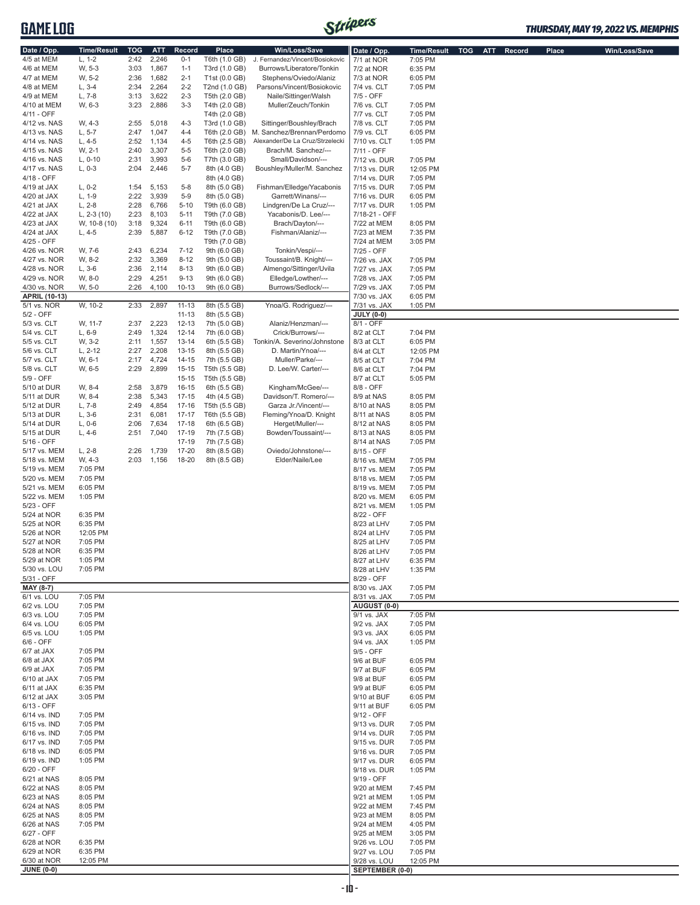# GAME LOG

**THURSDAY, MAY 19, 2022 VS. MEMPHIS**

| Date / Opp. | Time/Result | TOG | ATT | Record | Place | Win/Loss/Save |
|---|---|---|---|---|---|---|
| 4/5 at MEM | L, 1-2 | 2:42 | 2,246 | 0-1 | T6th (1.0 GB) | J. Fernandez/Vincent/Bosiokovic |
| 4/6 at MEM | W, 5-3 | 3:03 | 1,867 | 1-1 | T3rd (1.0 GB) | Burrows/Liberatore/Tonkin |
| 4/7 at MEM | W, 5-2 | 2:36 | 1,682 | 2-1 | T1st (0.0 GB) | Stephens/Oviedo/Alaniz |
| 4/8 at MEM | L, 3-4 | 2:34 | 2,264 | 2-2 | T2nd (1.0 GB) | Parsons/Vincent/Bosiokovic |
| 4/9 at MEM | L, 7-8 | 3:13 | 3,622 | 2-3 | T5th (2.0 GB) | Naile/Sittinger/Walsh |
| 4/10 at MEM | W, 6-3 | 3:23 | 2,886 | 3-3 | T4th (2.0 GB) | Muller/Zeuch/Tonkin |
| 4/11 - OFF | | | | | T4th (2.0 GB) | |
| 4/12 vs. NAS | W, 4-3 | 2:55 | 5,018 | 4-3 | T3rd (1.0 GB) | Sittinger/Boushley/Brach |
| 4/13 vs. NAS | L, 5-7 | 2:47 | 1,047 | 4-4 | T6th (2.0 GB) | M. Sanchez/Brennan/Perdomo |
| 4/14 vs. NAS | L, 4-5 | 2:52 | 1,134 | 4-5 | T6th (2.5 GB) | Alexander/De La Cruz/Strzelecki |
| 4/15 vs. NAS | W, 2-1 | 2:40 | 3,307 | 5-5 | T6th (2.0 GB) | Brach/M. Sanchez/--- |
| 4/16 vs. NAS | L, 0-10 | 2:31 | 3,993 | 5-6 | T7th (3.0 GB) | Small/Davidson/--- |
| 4/17 vs. NAS | L, 0-3 | 2:04 | 2,446 | 5-7 | 8th (4.0 GB) | Boushley/Muller/M. Sanchez |
| 4/18 - OFF | | | | | 8th (4.0 GB) | |
| 4/19 at JAX | L, 0-2 | 1:54 | 5,153 | 5-8 | 8th (5.0 GB) | Fishman/Elledge/Yacabonis |
| 4/20 at JAX | L, 1-9 | 2:22 | 3,939 | 5-9 | 8th (5.0 GB) | Garrett/Winans/--- |
| 4/21 at JAX | L, 2-8 | 2:28 | 6,766 | 5-10 | T9th (6.0 GB) | Lindgren/De La Cruz/--- |
| 4/22 at JAX | L, 2-3 (10) | 2:23 | 8,103 | 5-11 | T9th (7.0 GB) | Yacabonis/D. Lee/--- |
| 4/23 at JAX | W, 10-8 (10) | 3:18 | 9,324 | 6-11 | T9th (6.0 GB) | Brach/Dayton/--- |
| 4/24 at JAX | L, 4-5 | 2:39 | 5,887 | 6-12 | T9th (7.0 GB) | Fishman/Alaniz/--- |
| 4/25 - OFF | | | | | T9th (7.0 GB) | |
| 4/26 vs. NOR | W, 7-6 | 2:43 | 6,234 | 7-12 | 9th (6.0 GB) | Tonkin/Vespi/--- |
| 4/27 vs. NOR | W, 8-2 | 2:32 | 3,369 | 8-12 | 9th (5.0 GB) | Toussaint/B. Knight/--- |
| 4/28 vs. NOR | L, 3-6 | 2:36 | 2,114 | 8-13 | 9th (6.0 GB) | Almengo/Sittinger/Uvila |
| 4/29 vs. NOR | W, 8-0 | 2:29 | 4,251 | 9-13 | 9th (6.0 GB) | Elledge/Lowther/--- |
| 4/30 vs. NOR | W, 5-0 | 2:26 | 4,100 | 10-13 | 9th (6.0 GB) | Burrows/Sedlock/--- |
| **APRIL (10-13)** | | | | | | |
| 5/1 vs. NOR | W, 10-2 | 2:33 | 2,897 | 11-13 | 8th (5.5 GB) | Ynoa/G. Rodriguez/--- |
| 5/2 - OFF | | | | 11-13 | 8th (5.5 GB) | |
| 5/3 vs. CLT | W, 11-7 | 2:37 | 2,223 | 12-13 | 7th (5.0 GB) | Alaniz/Henzman/--- |
| 5/4 vs. CLT | L, 6-9 | 2:49 | 1,324 | 12-14 | 7th (6.0 GB) | Crick/Burrows/--- |
| 5/5 vs. CLT | W, 3-2 | 2:11 | 1,557 | 13-14 | 6th (5.5 GB) | Tonkin/A. Severino/Johnstone |
| 5/6 vs. CLT | L, 2-12 | 2:27 | 2,208 | 13-15 | 8th (5.5 GB) | D. Martin/Ynoa/--- |
| 5/7 vs. CLT | W, 6-1 | 2:17 | 4,724 | 14-15 | 7th (5.5 GB) | Muller/Parke/--- |
| 5/8 vs. CLT | W, 6-5 | 2:29 | 2,899 | 15-15 | T5th (5.5 GB) | D. Lee/W. Carter/--- |
| 5/9 - OFF | | | | 15-15 | T5th (5.5 GB) | |
| 5/10 at DUR | W, 8-4 | 2:58 | 3,879 | 16-15 | 6th (5.5 GB) | Kingham/McGee/--- |
| 5/11 at DUR | W, 8-4 | 2:38 | 5,343 | 17-15 | 4th (4.5 GB) | Davidson/T. Romero/--- |
| 5/12 at DUR | L, 7-8 | 2:49 | 4,854 | 17-16 | T5th (5.5 GB) | Garza Jr./Vincent/--- |
| 5/13 at DUR | L, 3-6 | 2:31 | 6,081 | 17-17 | T6th (5.5 GB) | Fleming/Ynoa/D. Knight |
| 5/14 at DUR | L, 0-6 | 2:06 | 7,634 | 17-18 | 6th (6.5 GB) | Herget/Muller/--- |
| 5/15 at DUR | L, 4-6 | 2:51 | 7,040 | 17-19 | 7th (7.5 GB) | Bowden/Toussaint/--- |
| 5/16 - OFF | | | | 17-19 | 7th (7.5 GB) | |
| 5/17 vs. MEM | L, 2-8 | 2:26 | 1,739 | 17-20 | 8th (8.5 GB) | Oviedo/Johnstone/--- |
| 5/18 vs. MEM | W, 4-3 | 2:03 | 1,156 | 18-20 | 8th (8.5 GB) | Elder/Naile/Lee |
| 5/19 vs. MEM | 7:05 PM | | | | | |
| 5/20 vs. MEM | 7:05 PM | | | | | |
| 5/21 vs. MEM | 6:05 PM | | | | | |
| 5/22 vs. MEM | 1:05 PM | | | | | |
| 5/23 - OFF | | | | | | |
| 5/24 at NOR | 6:35 PM | | | | | |
| 5/25 at NOR | 6:35 PM | | | | | |
| 5/26 at NOR | 12:05 PM | | | | | |
| 5/27 at NOR | 7:05 PM | | | | | |
| 5/28 at NOR | 6:35 PM | | | | | |
| 5/29 at NOR | 1:05 PM | | | | | |
| 5/30 vs. LOU | 7:05 PM | | | | | |
| 5/31 - OFF | | | | | | |
| **MAY (8-7)** | | | | | | |
| 6/1 vs. LOU | 7:05 PM | | | | | |
| 6/2 vs. LOU | 7:05 PM | | | | | |
| 6/3 vs. LOU | 7:05 PM | | | | | |
| 6/4 vs. LOU | 6:05 PM | | | | | |
| 6/5 vs. LOU | 1:05 PM | | | | | |
| 6/6 - OFF | | | | | | |
| 6/7 at JAX | 7:05 PM | | | | | |
| 6/8 at JAX | 7:05 PM | | | | | |
| 6/9 at JAX | 7:05 PM | | | | | |
| 6/10 at JAX | 7:05 PM | | | | | |
| 6/11 at JAX | 6:35 PM | | | | | |
| 6/12 at JAX | 3:05 PM | | | | | |
| 6/13 - OFF | | | | | | |
| 6/14 vs. IND | 7:05 PM | | | | | |
| 6/15 vs. IND | 7:05 PM | | | | | |
| 6/16 vs. IND | 7:05 PM | | | | | |
| 6/17 vs. IND | 7:05 PM | | | | | |
| 6/18 vs. IND | 6:05 PM | | | | | |
| 6/19 vs. IND | 1:05 PM | | | | | |
| 6/20 - OFF | | | | | | |
| 6/21 at NAS | 8:05 PM | | | | | |
| 6/22 at NAS | 8:05 PM | | | | | |
| 6/23 at NAS | 8:05 PM | | | | | |
| 6/24 at NAS | 8:05 PM | | | | | |
| 6/25 at NAS | 8:05 PM | | | | | |
| 6/26 at NAS | 7:05 PM | | | | | |
| 6/27 - OFF | | | | | | |
| 6/28 at NOR | 6:35 PM | | | | | |
| 6/29 at NOR | 6:35 PM | | | | | |
| 6/30 at NOR | 12:05 PM | | | | | |
| **JUNE (0-0)** | | | | | | |

| Date / Opp. | Time/Result | TOG | ATT | Record | Place | Win/Loss/Save |
|---|---|---|---|---|---|---|
| 7/1 at NOR | 7:05 PM | | | | | |
| 7/2 at NOR | 6:35 PM | | | | | |
| 7/3 at NOR | 6:05 PM | | | | | |
| 7/4 vs. CLT | 7:05 PM | | | | | |
| 7/5 - OFF | | | | | | |
| 7/6 vs. CLT | 7:05 PM | | | | | |
| 7/7 vs. CLT | 7:05 PM | | | | | |
| 7/8 vs. CLT | 7:05 PM | | | | | |
| 7/9 vs. CLT | 6:05 PM | | | | | |
| 7/10 vs. CLT | 1:05 PM | | | | | |
| 7/11 - OFF | | | | | | |
| 7/12 vs. DUR | 7:05 PM | | | | | |
| 7/13 vs. DUR | 12:05 PM | | | | | |
| 7/14 vs. DUR | 7:05 PM | | | | | |
| 7/15 vs. DUR | 7:05 PM | | | | | |
| 7/16 vs. DUR | 6:05 PM | | | | | |
| 7/17 vs. DUR | 1:05 PM | | | | | |
| 7/18-21 - OFF | | | | | | |
| 7/22 at MEM | 8:05 PM | | | | | |
| 7/23 at MEM | 7:35 PM | | | | | |
| 7/24 at MEM | 3:05 PM | | | | | |
| 7/25 - OFF | | | | | | |
| 7/26 vs. JAX | 7:05 PM | | | | | |
| 7/27 vs. JAX | 7:05 PM | | | | | |
| 7/28 vs. JAX | 7:05 PM | | | | | |
| 7/29 vs. JAX | 7:05 PM | | | | | |
| 7/30 vs. JAX | 6:05 PM | | | | | |
| 7/31 vs. JAX | 1:05 PM | | | | | |
| **JULY (0-0)** | | | | | | |
| 8/1 - OFF | | | | | | |
| 8/2 at CLT | 7:04 PM | | | | | |
| 8/3 at CLT | 6:05 PM | | | | | |
| 8/4 at CLT | 12:05 PM | | | | | |
| 8/5 at CLT | 7:04 PM | | | | | |
| 8/6 at CLT | 7:04 PM | | | | | |
| 8/7 at CLT | 5:05 PM | | | | | |
| 8/8 - OFF | | | | | | |
| 8/9 at NAS | 8:05 PM | | | | | |
| 8/10 at NAS | 8:05 PM | | | | | |
| 8/11 at NAS | 8:05 PM | | | | | |
| 8/12 at NAS | 8:05 PM | | | | | |
| 8/13 at NAS | 8:05 PM | | | | | |
| 8/14 at NAS | 7:05 PM | | | | | |
| 8/15 - OFF | | | | | | |
| 8/16 vs. MEM | 7:05 PM | | | | | |
| 8/17 vs. MEM | 7:05 PM | | | | | |
| 8/18 vs. MEM | 7:05 PM | | | | | |
| 8/19 vs. MEM | 7:05 PM | | | | | |
| 8/20 vs. MEM | 6:05 PM | | | | | |
| 8/21 vs. MEM | 1:05 PM | | | | | |
| 8/22 - OFF | | | | | | |
| 8/23 at LHV | 7:05 PM | | | | | |
| 8/24 at LHV | 7:05 PM | | | | | |
| 8/25 at LHV | 7:05 PM | | | | | |
| 8/26 at LHV | 7:05 PM | | | | | |
| 8/27 at LHV | 6:35 PM | | | | | |
| 8/28 at LHV | 1:35 PM | | | | | |
| 8/29 - OFF | | | | | | |
| 8/30 vs. JAX | 7:05 PM | | | | | |
| 8/31 vs. JAX | 7:05 PM | | | | | |
| **AUGUST (0-0)** | | | | | | |
| 9/1 vs. JAX | 7:05 PM | | | | | |
| 9/2 vs. JAX | 7:05 PM | | | | | |
| 9/3 vs. JAX | 6:05 PM | | | | | |
| 9/4 vs. JAX | 1:05 PM | | | | | |
| 9/5 - OFF | | | | | | |
| 9/6 at BUF | 6:05 PM | | | | | |
| 9/7 at BUF | 6:05 PM | | | | | |
| 9/8 at BUF | 6:05 PM | | | | | |
| 9/9 at BUF | 6:05 PM | | | | | |
| 9/10 at BUF | 6:05 PM | | | | | |
| 9/11 at BUF | 6:05 PM | | | | | |
| 9/12 - OFF | | | | | | |
| 9/13 vs. DUR | 7:05 PM | | | | | |
| 9/14 vs. DUR | 7:05 PM | | | | | |
| 9/15 vs. DUR | 7:05 PM | | | | | |
| 9/16 vs. DUR | 7:05 PM | | | | | |
| 9/17 vs. DUR | 6:05 PM | | | | | |
| 9/18 vs. DUR | 1:05 PM | | | | | |
| 9/19 - OFF | | | | | | |
| 9/20 at MEM | 7:45 PM | | | | | |
| 9/21 at MEM | 1:05 PM | | | | | |
| 9/22 at MEM | 7:45 PM | | | | | |
| 9/23 at MEM | 8:05 PM | | | | | |
| 9/24 at MEM | 4:05 PM | | | | | |
| 9/25 at MEM | 3:05 PM | | | | | |
| 9/26 vs. LOU | 7:05 PM | | | | | |
| 9/27 vs. LOU | 7:05 PM | | | | | |
| 9/28 vs. LOU | 12:05 PM | | | | | |
| **SEPTEMBER (0-0)** | | | | | | |